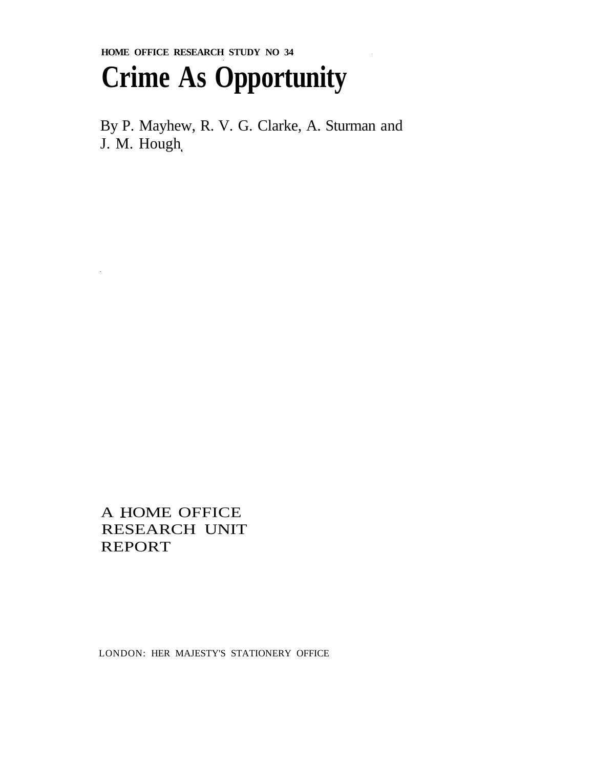HOME OFFICE RESEARCH STUDY NO 34

# Crime As Opportunity

By P. Mayhew, R. V. G. Clarke, A. Sturman and J. M. Hough

A HOME OFFICE RESEARCH UNIT REPORT

LONDON: HER MAJESTY'S STATIONERY OFFICE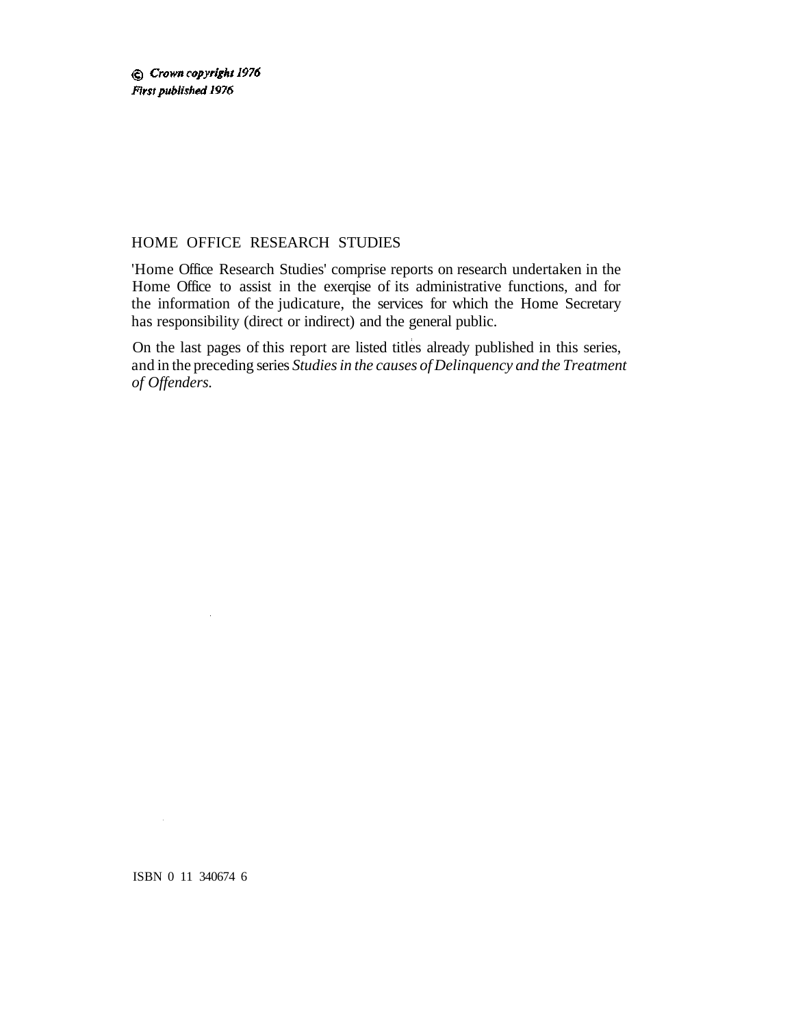© *Crown copyright 1976*
*First published 1976*

## HOME OFFICE RESEARCH STUDIES

'Home Office Research Studies' comprise reports on research undertaken in the Home Office to assist in the exerqise of its administrative functions, and for the information of the judicature, the services for which the Home Secretary has responsibility (direct or indirect) and the general public.

On the last pages of this report are listed titles already published in this series, and in the preceding series *Studies in the causes of Delinquency and the Treatment of Offenders.*

ISBN 0 11 340674 6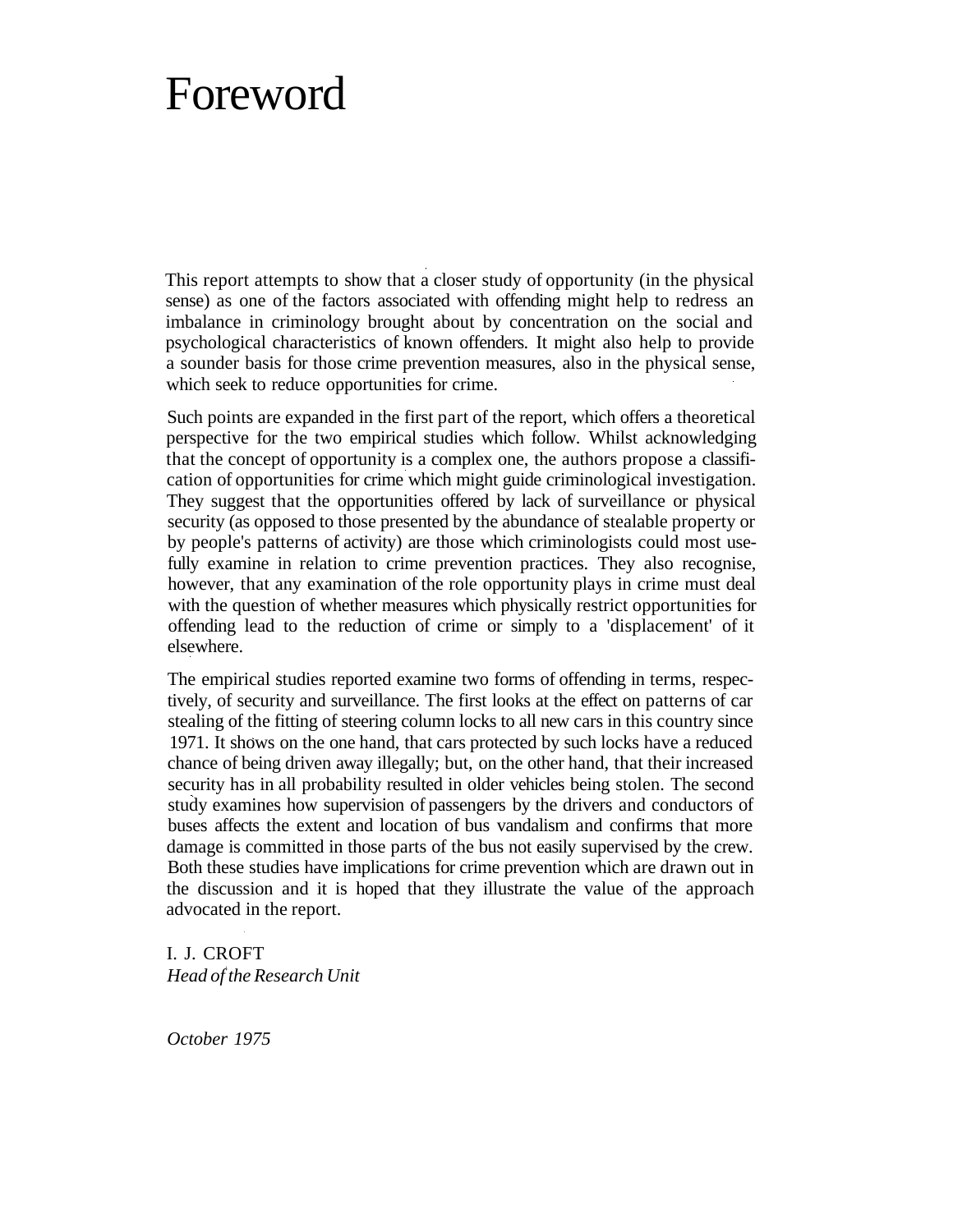# Foreword

This report attempts to show that a closer study of opportunity (in the physical sense) as one of the factors associated with offending might help to redress an imbalance in criminology brought about by concentration on the social and psychological characteristics of known offenders. It might also help to provide a sounder basis for those crime prevention measures, also in the physical sense, which seek to reduce opportunities for crime.

Such points are expanded in the first part of the report, which offers a theoretical perspective for the two empirical studies which follow. Whilst acknowledging that the concept of opportunity is a complex one, the authors propose a classification of opportunities for crime which might guide criminological investigation. They suggest that the opportunities offered by lack of surveillance or physical security (as opposed to those presented by the abundance of stealable property or by people's patterns of activity) are those which criminologists could most usefully examine in relation to crime prevention practices. They also recognise, however, that any examination of the role opportunity plays in crime must deal with the question of whether measures which physically restrict opportunities for offending lead to the reduction of crime or simply to a 'displacement' of it elsewhere.

The empirical studies reported examine two forms of offending in terms, respectively, of security and surveillance. The first looks at the effect on patterns of car stealing of the fitting of steering column locks to all new cars in this country since 1971. It shows on the one hand, that cars protected by such locks have a reduced chance of being driven away illegally; but, on the other hand, that their increased security has in all probability resulted in older vehicles being stolen. The second study examines how supervision of passengers by the drivers and conductors of buses affects the extent and location of bus vandalism and confirms that more damage is committed in those parts of the bus not easily supervised by the crew. Both these studies have implications for crime prevention which are drawn out in the discussion and it is hoped that they illustrate the value of the approach advocated in the report.

I. J. CROFT
*Head of the Research Unit*

*October 1975*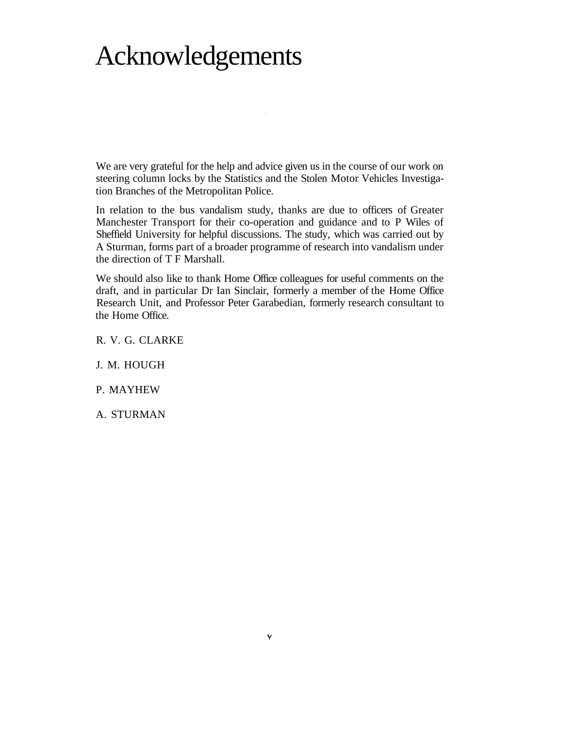# Acknowledgements

We are very grateful for the help and advice given us in the course of our work on steering column locks by the Statistics and the Stolen Motor Vehicles Investigation Branches of the Metropolitan Police.

In relation to the bus vandalism study, thanks are due to officers of Greater Manchester Transport for their co-operation and guidance and to P Wiles of Sheffield University for helpful discussions. The study, which was carried out by A Sturman, forms part of a broader programme of research into vandalism under the direction of T F Marshall.

We should also like to thank Home Office colleagues for useful comments on the draft, and in particular Dr Ian Sinclair, formerly a member of the Home Office Research Unit, and Professor Peter Garabedian, formerly research consultant to the Home Office.

R. V. G. CLARKE

J. M. HOUGH

P. MAYHEW

A. STURMAN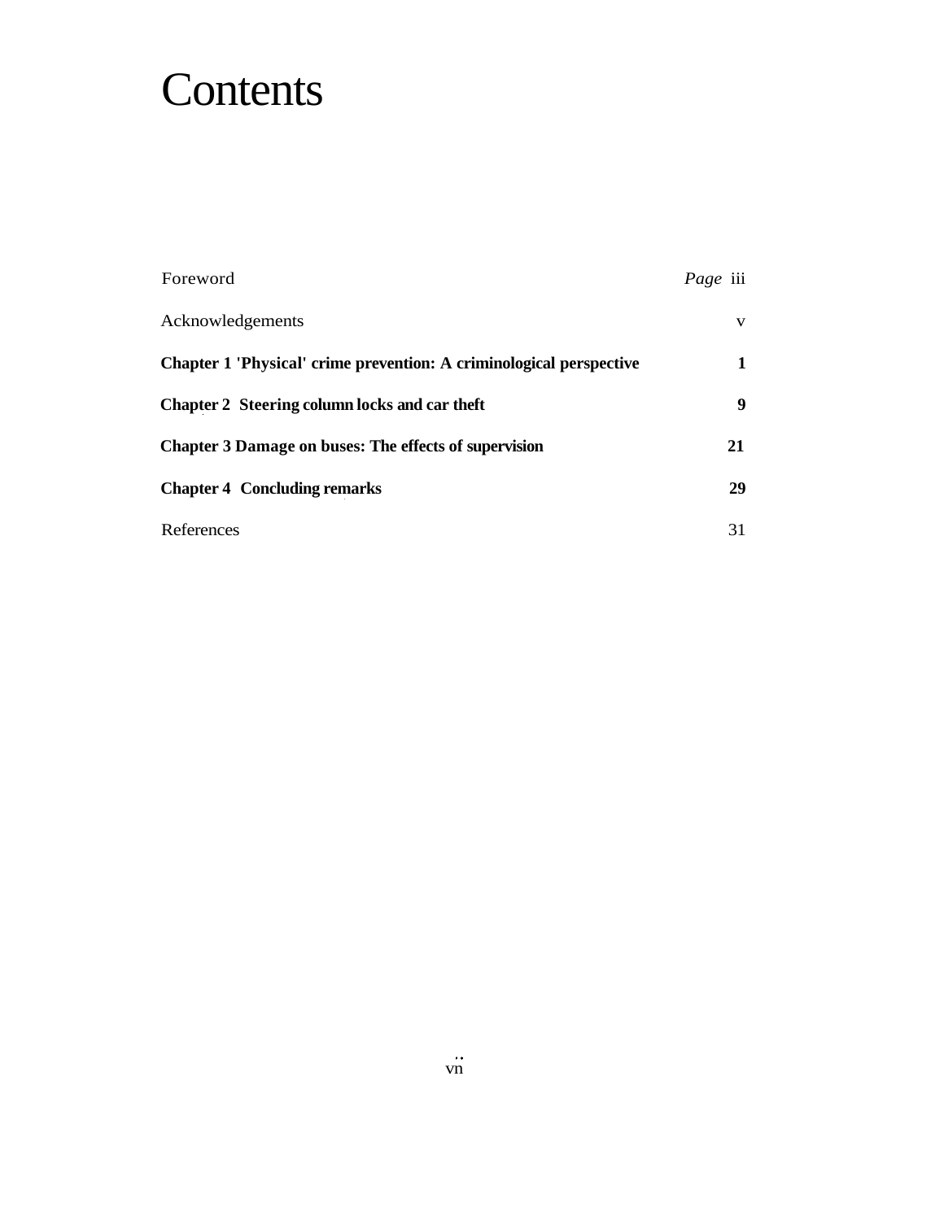# Contents

| | Page |
|---|---|
| Foreword | iii |
| Acknowledgements | v |
| **Chapter 1 'Physical' crime prevention: A criminological perspective** | **1** |
| **Chapter 2 Steering column locks and car theft** | **9** |
| **Chapter 3 Damage on buses: The effects of supervision** | **21** |
| **Chapter 4 Concluding remarks** | **29** |
| References | 31 |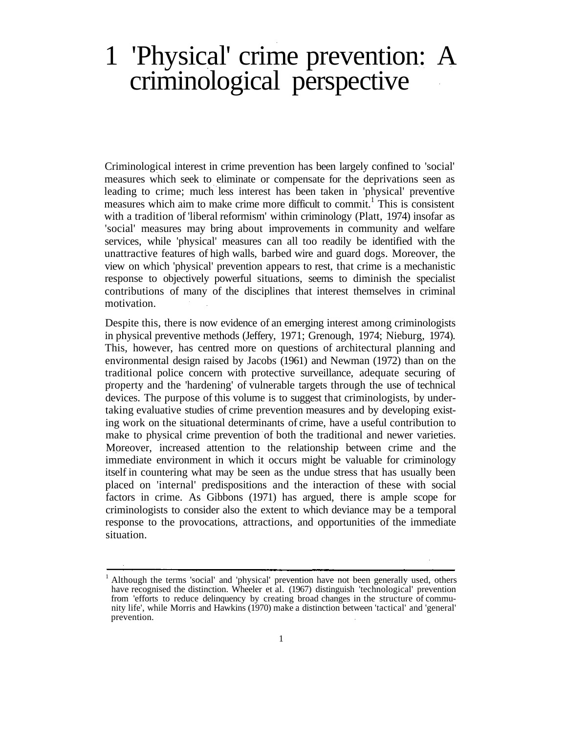# 1 'Physical' crime prevention: A criminological perspective

Criminological interest in crime prevention has been largely confined to 'social' measures which seek to eliminate or compensate for the deprivations seen as leading to crime; much less interest has been taken in 'physical' preventive measures which aim to make crime more difficult to commit.[1] This is consistent with a tradition of 'liberal reformism' within criminology (Platt, 1974) insofar as 'social' measures may bring about improvements in community and welfare services, while 'physical' measures can all too readily be identified with the unattractive features of high walls, barbed wire and guard dogs. Moreover, the view on which 'physical' prevention appears to rest, that crime is a mechanistic response to objectively powerful situations, seems to diminish the specialist contributions of many of the disciplines that interest themselves in criminal motivation.

Despite this, there is now evidence of an emerging interest among criminologists in physical preventive methods (Jeffery, 1971; Grenough, 1974; Nieburg, 1974). This, however, has centred more on questions of architectural planning and environmental design raised by Jacobs (1961) and Newman (1972) than on the traditional police concern with protective surveillance, adequate securing of property and the 'hardening' of vulnerable targets through the use of technical devices. The purpose of this volume is to suggest that criminologists, by undertaking evaluative studies of crime prevention measures and by developing existing work on the situational determinants of crime, have a useful contribution to make to physical crime prevention of both the traditional and newer varieties. Moreover, increased attention to the relationship between crime and the immediate environment in which it occurs might be valuable for criminology itself in countering what may be seen as the undue stress that has usually been placed on 'internal' predispositions and the interaction of these with social factors in crime. As Gibbons (1971) has argued, there is ample scope for criminologists to consider also the extent to which deviance may be a temporal response to the provocations, attractions, and opportunities of the immediate situation.

---

[1] Although the terms 'social' and 'physical' prevention have not been generally used, others have recognised the distinction. Wheeler et al. (1967) distinguish 'technological' prevention from 'efforts to reduce delinquency by creating broad changes in the structure of community life', while Morris and Hawkins (1970) make a distinction between 'tactical' and 'general' prevention.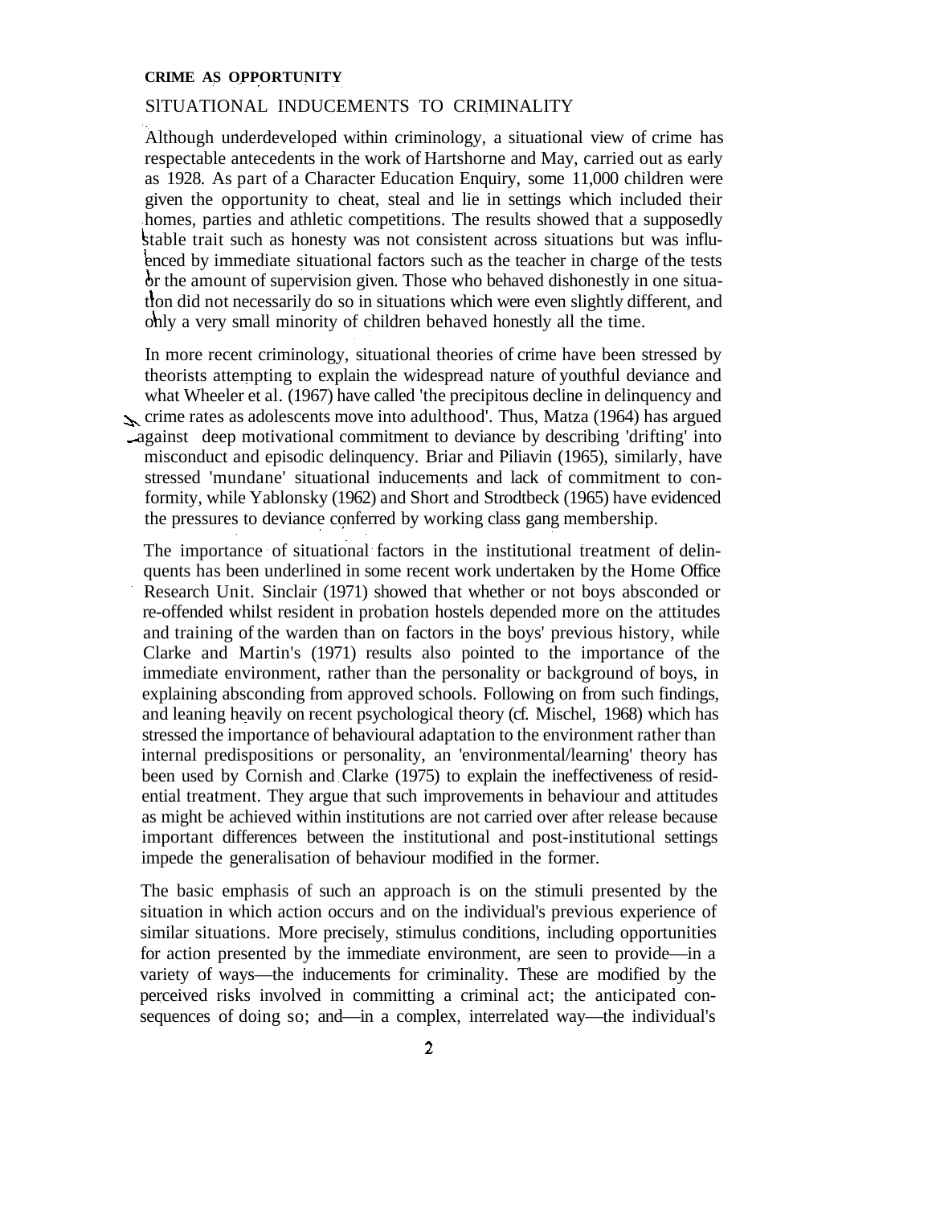## SITUATIONAL INDUCEMENTS TO CRIMINALITY

Although underdeveloped within criminology, a situational view of crime has respectable antecedents in the work of Hartshorne and May, carried out as early as 1928. As part of a Character Education Enquiry, some 11,000 children were given the opportunity to cheat, steal and lie in settings which included their homes, parties and athletic competitions. The results showed that a supposedly stable trait such as honesty was not consistent across situations but was influenced by immediate situational factors such as the teacher in charge of the tests or the amount of supervision given. Those who behaved dishonestly in one situation did not necessarily do so in situations which were even slightly different, and only a very small minority of children behaved honestly all the time.

In more recent criminology, situational theories of crime have been stressed by theorists attempting to explain the widespread nature of youthful deviance and what Wheeler et al. (1967) have called 'the precipitous decline in delinquency and crime rates as adolescents move into adulthood'. Thus, Matza (1964) has argued against deep motivational commitment to deviance by describing 'drifting' into misconduct and episodic delinquency. Briar and Piliavin (1965), similarly, have stressed 'mundane' situational inducements and lack of commitment to conformity, while Yablonsky (1962) and Short and Strodtbeck (1965) have evidenced the pressures to deviance conferred by working class gang membership.

The importance of situational factors in the institutional treatment of delinquents has been underlined in some recent work undertaken by the Home Office Research Unit. Sinclair (1971) showed that whether or not boys absconded or re-offended whilst resident in probation hostels depended more on the attitudes and training of the warden than on factors in the boys' previous history, while Clarke and Martin's (1971) results also pointed to the importance of the immediate environment, rather than the personality or background of boys, in explaining absconding from approved schools. Following on from such findings, and leaning heavily on recent psychological theory (cf. Mischel, 1968) which has stressed the importance of behavioural adaptation to the environment rather than internal predispositions or personality, an 'environmental/learning' theory has been used by Cornish and Clarke (1975) to explain the ineffectiveness of residential treatment. They argue that such improvements in behaviour and attitudes as might be achieved within institutions are not carried over after release because important differences between the institutional and post-institutional settings impede the generalisation of behaviour modified in the former.

The basic emphasis of such an approach is on the stimuli presented by the situation in which action occurs and on the individual's previous experience of similar situations. More precisely, stimulus conditions, including opportunities for action presented by the immediate environment, are seen to provide—in a variety of ways—the inducements for criminality. These are modified by the perceived risks involved in committing a criminal act; the anticipated consequences of doing so; and—in a complex, interrelated way—the individual's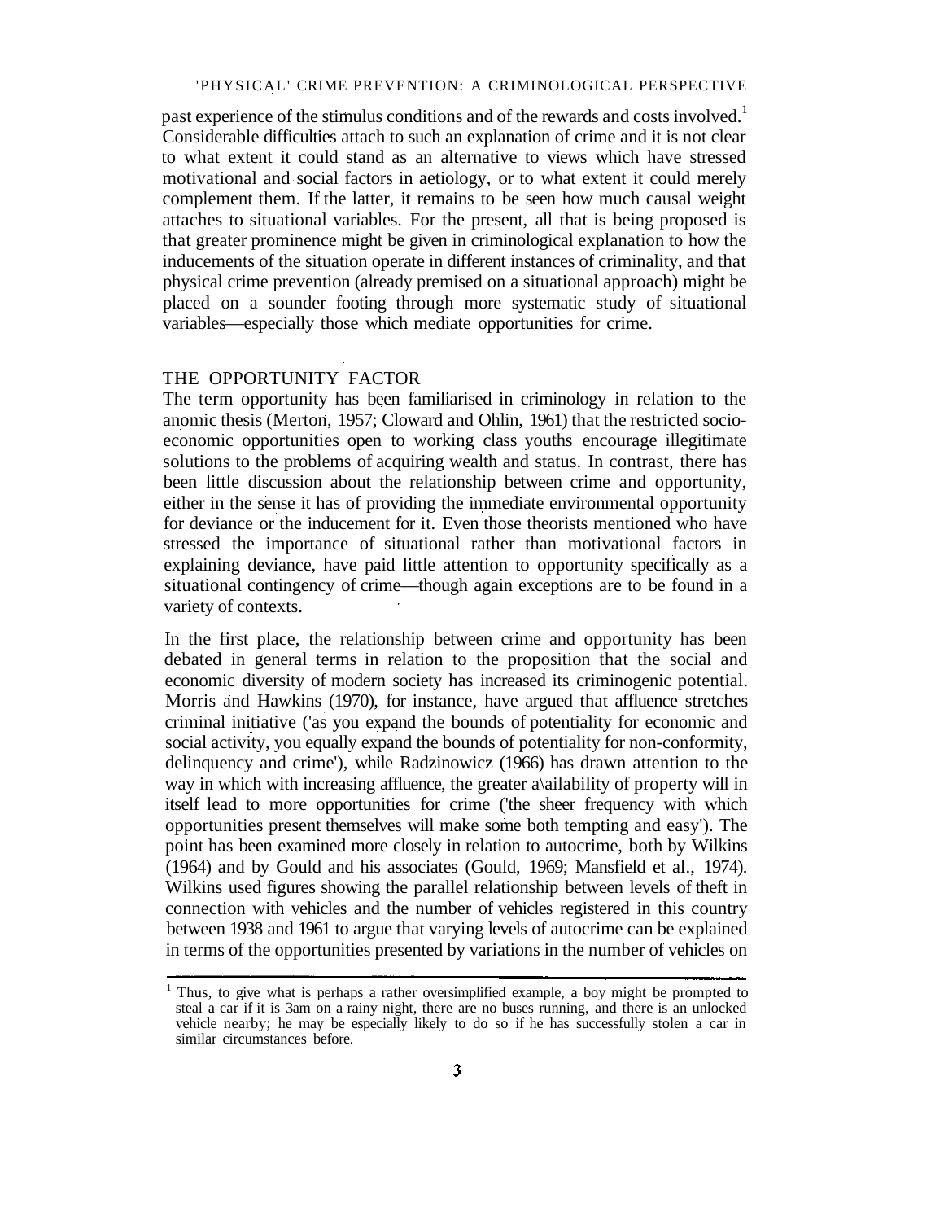past experience of the stimulus conditions and of the rewards and costs involved.[1] Considerable difficulties attach to such an explanation of crime and it is not clear to what extent it could stand as an alternative to views which have stressed motivational and social factors in aetiology, or to what extent it could merely complement them. If the latter, it remains to be seen how much causal weight attaches to situational variables. For the present, all that is being proposed is that greater prominence might be given in criminological explanation to how the inducements of the situation operate in different instances of criminality, and that physical crime prevention (already premised on a situational approach) might be placed on a sounder footing through more systematic study of situational variables—especially those which mediate opportunities for crime.

## THE OPPORTUNITY FACTOR

The term opportunity has been familiarised in criminology in relation to the anomic thesis (Merton, 1957; Cloward and Ohlin, 1961) that the restricted socio-economic opportunities open to working class youths encourage illegitimate solutions to the problems of acquiring wealth and status. In contrast, there has been little discussion about the relationship between crime and opportunity, either in the sense it has of providing the immediate environmental opportunity for deviance or the inducement for it. Even those theorists mentioned who have stressed the importance of situational rather than motivational factors in explaining deviance, have paid little attention to opportunity specifically as a situational contingency of crime—though again exceptions are to be found in a variety of contexts.

In the first place, the relationship between crime and opportunity has been debated in general terms in relation to the proposition that the social and economic diversity of modern society has increased its criminogenic potential. Morris and Hawkins (1970), for instance, have argued that affluence stretches criminal initiative ('as you expand the bounds of potentiality for economic and social activity, you equally expand the bounds of potentiality for non-conformity, delinquency and crime'), while Radzinowicz (1966) has drawn attention to the way in which with increasing affluence, the greater availability of property will in itself lead to more opportunities for crime ('the sheer frequency with which opportunities present themselves will make some both tempting and easy'). The point has been examined more closely in relation to autocrime, both by Wilkins (1964) and by Gould and his associates (Gould, 1969; Mansfield et al., 1974). Wilkins used figures showing the parallel relationship between levels of theft in connection with vehicles and the number of vehicles registered in this country between 1938 and 1961 to argue that varying levels of autocrime can be explained in terms of the opportunities presented by variations in the number of vehicles on

[1] Thus, to give what is perhaps a rather oversimplified example, a boy might be prompted to steal a car if it is 3am on a rainy night, there are no buses running, and there is an unlocked vehicle nearby; he may be especially likely to do so if he has successfully stolen a car in similar circumstances before.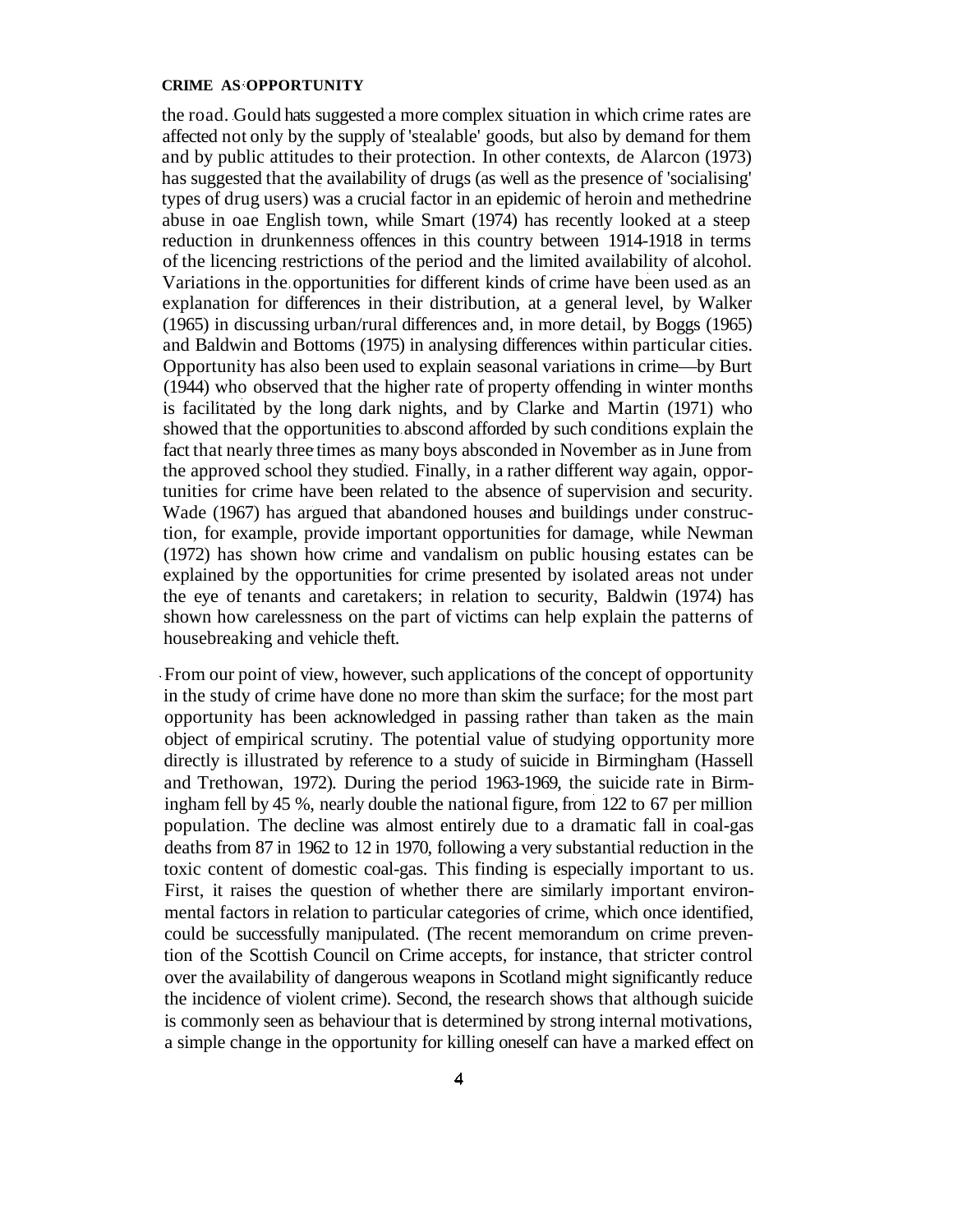the road. Gould hats suggested a more complex situation in which crime rates are affected not only by the supply of 'stealable' goods, but also by demand for them and by public attitudes to their protection. In other contexts, de Alarcon (1973) has suggested that the availability of drugs (as well as the presence of 'socialising' types of drug users) was a crucial factor in an epidemic of heroin and methedrine abuse in oae English town, while Smart (1974) has recently looked at a steep reduction in drunkenness offences in this country between 1914-1918 in terms of the licencing restrictions of the period and the limited availability of alcohol. Variations in the opportunities for different kinds of crime have been used as an explanation for differences in their distribution, at a general level, by Walker (1965) in discussing urban/rural differences and, in more detail, by Boggs (1965) and Baldwin and Bottoms (1975) in analysing differences within particular cities. Opportunity has also been used to explain seasonal variations in crime—by Burt (1944) who observed that the higher rate of property offending in winter months is facilitated by the long dark nights, and by Clarke and Martin (1971) who showed that the opportunities to abscond afforded by such conditions explain the fact that nearly three times as many boys absconded in November as in June from the approved school they studied. Finally, in a rather different way again, opportunities for crime have been related to the absence of supervision and security. Wade (1967) has argued that abandoned houses and buildings under construction, for example, provide important opportunities for damage, while Newman (1972) has shown how crime and vandalism on public housing estates can be explained by the opportunities for crime presented by isolated areas not under the eye of tenants and caretakers; in relation to security, Baldwin (1974) has shown how carelessness on the part of victims can help explain the patterns of housebreaking and vehicle theft.

From our point of view, however, such applications of the concept of opportunity in the study of crime have done no more than skim the surface; for the most part opportunity has been acknowledged in passing rather than taken as the main object of empirical scrutiny. The potential value of studying opportunity more directly is illustrated by reference to a study of suicide in Birmingham (Hassell and Trethowan, 1972). During the period 1963-1969, the suicide rate in Birmingham fell by 45 %, nearly double the national figure, from 122 to 67 per million population. The decline was almost entirely due to a dramatic fall in coal-gas deaths from 87 in 1962 to 12 in 1970, following a very substantial reduction in the toxic content of domestic coal-gas. This finding is especially important to us. First, it raises the question of whether there are similarly important environmental factors in relation to particular categories of crime, which once identified, could be successfully manipulated. (The recent memorandum on crime prevention of the Scottish Council on Crime accepts, for instance, that stricter control over the availability of dangerous weapons in Scotland might significantly reduce the incidence of violent crime). Second, the research shows that although suicide is commonly seen as behaviour that is determined by strong internal motivations, a simple change in the opportunity for killing oneself can have a marked effect on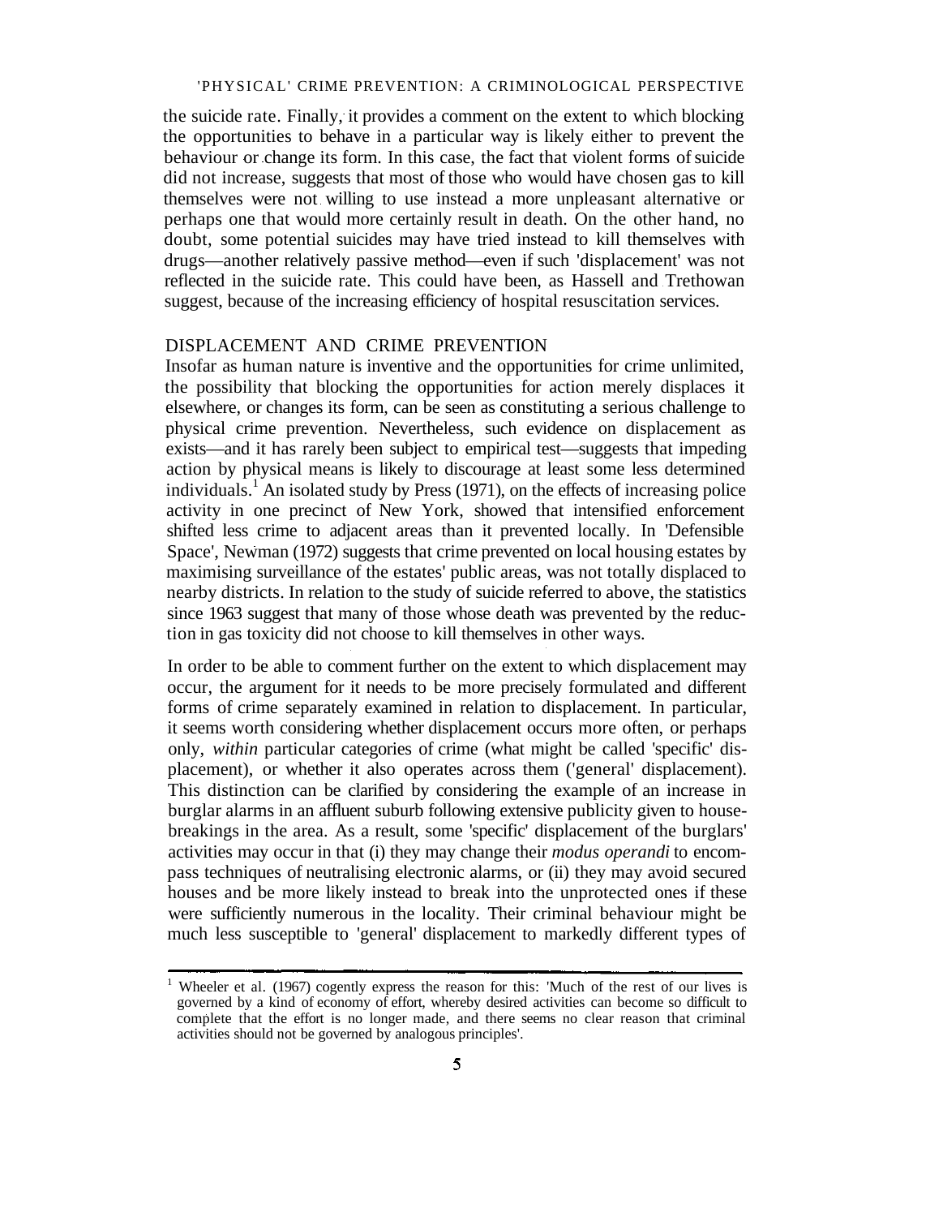the suicide rate. Finally, it provides a comment on the extent to which blocking the opportunities to behave in a particular way is likely either to prevent the behaviour or change its form. In this case, the fact that violent forms of suicide did not increase, suggests that most of those who would have chosen gas to kill themselves were not willing to use instead a more unpleasant alternative or perhaps one that would more certainly result in death. On the other hand, no doubt, some potential suicides may have tried instead to kill themselves with drugs—another relatively passive method—even if such 'displacement' was not reflected in the suicide rate. This could have been, as Hassell and Trethowan suggest, because of the increasing efficiency of hospital resuscitation services.

## DISPLACEMENT AND CRIME PREVENTION

Insofar as human nature is inventive and the opportunities for crime unlimited, the possibility that blocking the opportunities for action merely displaces it elsewhere, or changes its form, can be seen as constituting a serious challenge to physical crime prevention. Nevertheless, such evidence on displacement as exists—and it has rarely been subject to empirical test—suggests that impeding action by physical means is likely to discourage at least some less determined individuals.[1] An isolated study by Press (1971), on the effects of increasing police activity in one precinct of New York, showed that intensified enforcement shifted less crime to adjacent areas than it prevented locally. In 'Defensible Space', Newman (1972) suggests that crime prevented on local housing estates by maximising surveillance of the estates' public areas, was not totally displaced to nearby districts. In relation to the study of suicide referred to above, the statistics since 1963 suggest that many of those whose death was prevented by the reduction in gas toxicity did not choose to kill themselves in other ways.

In order to be able to comment further on the extent to which displacement may occur, the argument for it needs to be more precisely formulated and different forms of crime separately examined in relation to displacement. In particular, it seems worth considering whether displacement occurs more often, or perhaps only, *within* particular categories of crime (what might be called 'specific' displacement), or whether it also operates across them ('general' displacement). This distinction can be clarified by considering the example of an increase in burglar alarms in an affluent suburb following extensive publicity given to house-breakings in the area. As a result, some 'specific' displacement of the burglars' activities may occur in that (i) they may change their *modus operandi* to encompass techniques of neutralising electronic alarms, or (ii) they may avoid secured houses and be more likely instead to break into the unprotected ones if these were sufficiently numerous in the locality. Their criminal behaviour might be much less susceptible to 'general' displacement to markedly different types of

[1] Wheeler et al. (1967) cogently express the reason for this: 'Much of the rest of our lives is governed by a kind of economy of effort, whereby desired activities can become so difficult to complete that the effort is no longer made, and there seems no clear reason that criminal activities should not be governed by analogous principles'.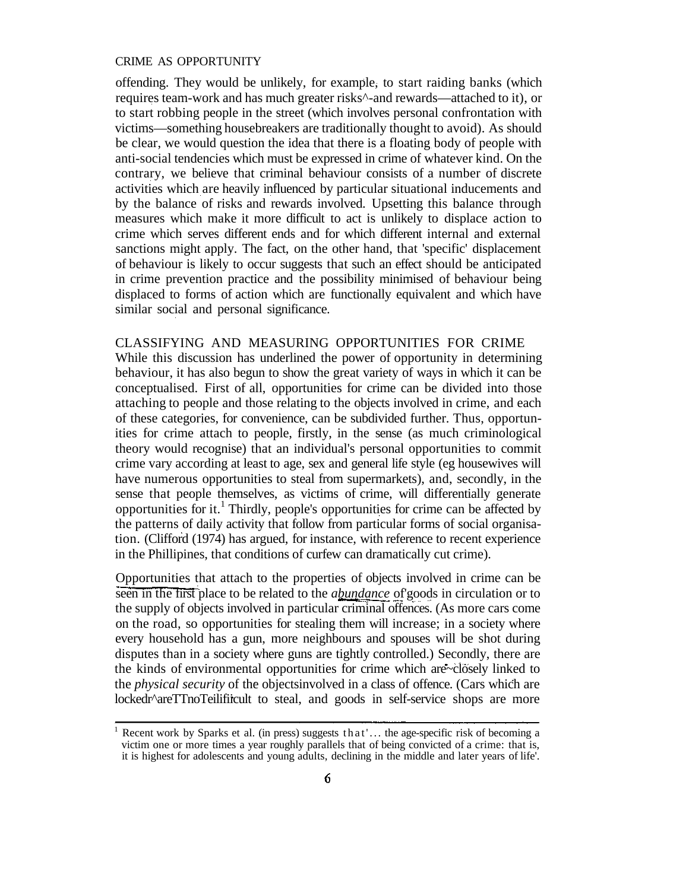offending. They would be unlikely, for example, to start raiding banks (which requires team-work and has much greater risks—and rewards—attached to it), or to start robbing people in the street (which involves personal confrontation with victims—something housebreakers are traditionally thought to avoid). As should be clear, we would question the idea that there is a floating body of people with anti-social tendencies which must be expressed in crime of whatever kind. On the contrary, we believe that criminal behaviour consists of a number of discrete activities which are heavily influenced by particular situational inducements and by the balance of risks and rewards involved. Upsetting this balance through measures which make it more difficult to act is unlikely to displace action to crime which serves different ends and for which different internal and external sanctions might apply. The fact, on the other hand, that 'specific' displacement of behaviour is likely to occur suggests that such an effect should be anticipated in crime prevention practice and the possibility minimised of behaviour being displaced to forms of action which are functionally equivalent and which have similar social and personal significance.

## CLASSIFYING AND MEASURING OPPORTUNITIES FOR CRIME

While this discussion has underlined the power of opportunity in determining behaviour, it has also begun to show the great variety of ways in which it can be conceptualised. First of all, opportunities for crime can be divided into those attaching to people and those relating to the objects involved in crime, and each of these categories, for convenience, can be subdivided further. Thus, opportunities for crime attach to people, firstly, in the sense (as much criminological theory would recognise) that an individual's personal opportunities to commit crime vary according at least to age, sex and general life style (eg housewives will have numerous opportunities to steal from supermarkets), and, secondly, in the sense that people themselves, as victims of crime, will differentially generate opportunities for it.[1] Thirdly, people's opportunities for crime can be affected by the patterns of daily activity that follow from particular forms of social organisation. (Clifford (1974) has argued, for instance, with reference to recent experience in the Phillipines, that conditions of curfew can dramatically cut crime).

Opportunities that attach to the properties of objects involved in crime can be seen in the first place to be related to the *abundance* of goods in circulation or to the supply of objects involved in particular criminal offences. (As more cars come on the road, so opportunities for stealing them will increase; in a society where every household has a gun, more neighbours and spouses will be shot during disputes than in a society where guns are tightly controlled.) Secondly, there are the kinds of environmental opportunities for crime which are closely linked to the *physical security* of the objects involved in a class of offence. (Cars which are locked are more difficult to steal, and goods in self-service shops are more

[1] Recent work by Sparks et al. (in press) suggests that '... the age-specific risk of becoming a victim one or more times a year roughly parallels that of being convicted of a crime: that is, it is highest for adolescents and young adults, declining in the middle and later years of life'.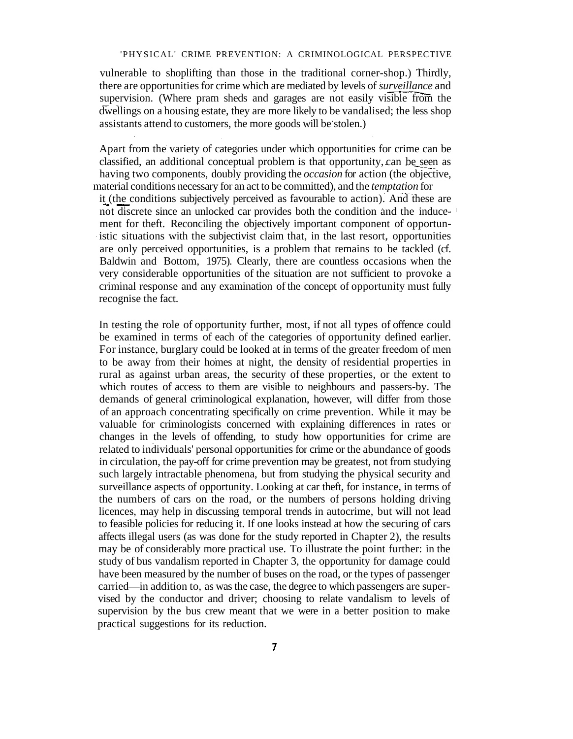vulnerable to shoplifting than those in the traditional corner-shop.) Thirdly, there are opportunities for crime which are mediated by levels of *surveillance* and supervision. (Where pram sheds and garages are not easily visible from the dwellings on a housing estate, they are more likely to be vandalised; the less shop assistants attend to customers, the more goods will be stolen.)

Apart from the variety of categories under which opportunities for crime can be classified, an additional conceptual problem is that opportunity can be seen as having two components, doubly providing the *occasion* for action (the objective, material conditions necessary for an act to be committed), and the *temptation* for it (the conditions subjectively perceived as favourable to action). And these are not discrete since an unlocked car provides both the condition and the inducement for theft. Reconciling the objectively important component of opportunistic situations with the subjectivist claim that, in the last resort, opportunities are only perceived opportunities, is a problem that remains to be tackled (cf. Baldwin and Bottom, 1975). Clearly, there are countless occasions when the very considerable opportunities of the situation are not sufficient to provoke a criminal response and any examination of the concept of opportunity must fully recognise the fact.

In testing the role of opportunity further, most, if not all types of offence could be examined in terms of each of the categories of opportunity defined earlier. For instance, burglary could be looked at in terms of the greater freedom of men to be away from their homes at night, the density of residential properties in rural as against urban areas, the security of these properties, or the extent to which routes of access to them are visible to neighbours and passers-by. The demands of general criminological explanation, however, will differ from those of an approach concentrating specifically on crime prevention. While it may be valuable for criminologists concerned with explaining differences in rates or changes in the levels of offending, to study how opportunities for crime are related to individuals' personal opportunities for crime or the abundance of goods in circulation, the pay-off for crime prevention may be greatest, not from studying such largely intractable phenomena, but from studying the physical security and surveillance aspects of opportunity. Looking at car theft, for instance, in terms of the numbers of cars on the road, or the numbers of persons holding driving licences, may help in discussing temporal trends in autocrime, but will not lead to feasible policies for reducing it. If one looks instead at how the securing of cars affects illegal users (as was done for the study reported in Chapter 2), the results may be of considerably more practical use. To illustrate the point further: in the study of bus vandalism reported in Chapter 3, the opportunity for damage could have been measured by the number of buses on the road, or the types of passenger carried—in addition to, as was the case, the degree to which passengers are supervised by the conductor and driver; choosing to relate vandalism to levels of supervision by the bus crew meant that we were in a better position to make practical suggestions for its reduction.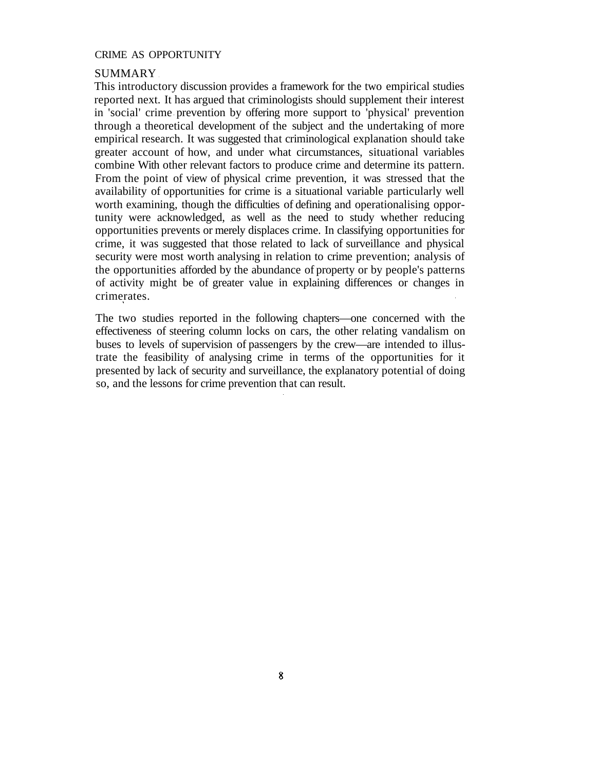## SUMMARY

This introductory discussion provides a framework for the two empirical studies reported next. It has argued that criminologists should supplement their interest in 'social' crime prevention by offering more support to 'physical' prevention through a theoretical development of the subject and the undertaking of more empirical research. It was suggested that criminological explanation should take greater account of how, and under what circumstances, situational variables combine With other relevant factors to produce crime and determine its pattern. From the point of view of physical crime prevention, it was stressed that the availability of opportunities for crime is a situational variable particularly well worth examining, though the difficulties of defining and operationalising opportunity were acknowledged, as well as the need to study whether reducing opportunities prevents or merely displaces crime. In classifying opportunities for crime, it was suggested that those related to lack of surveillance and physical security were most worth analysing in relation to crime prevention; analysis of the opportunities afforded by the abundance of property or by people's patterns of activity might be of greater value in explaining differences or changes in crimerates.

The two studies reported in the following chapters—one concerned with the effectiveness of steering column locks on cars, the other relating vandalism on buses to levels of supervision of passengers by the crew—are intended to illustrate the feasibility of analysing crime in terms of the opportunities for it presented by lack of security and surveillance, the explanatory potential of doing so, and the lessons for crime prevention that can result.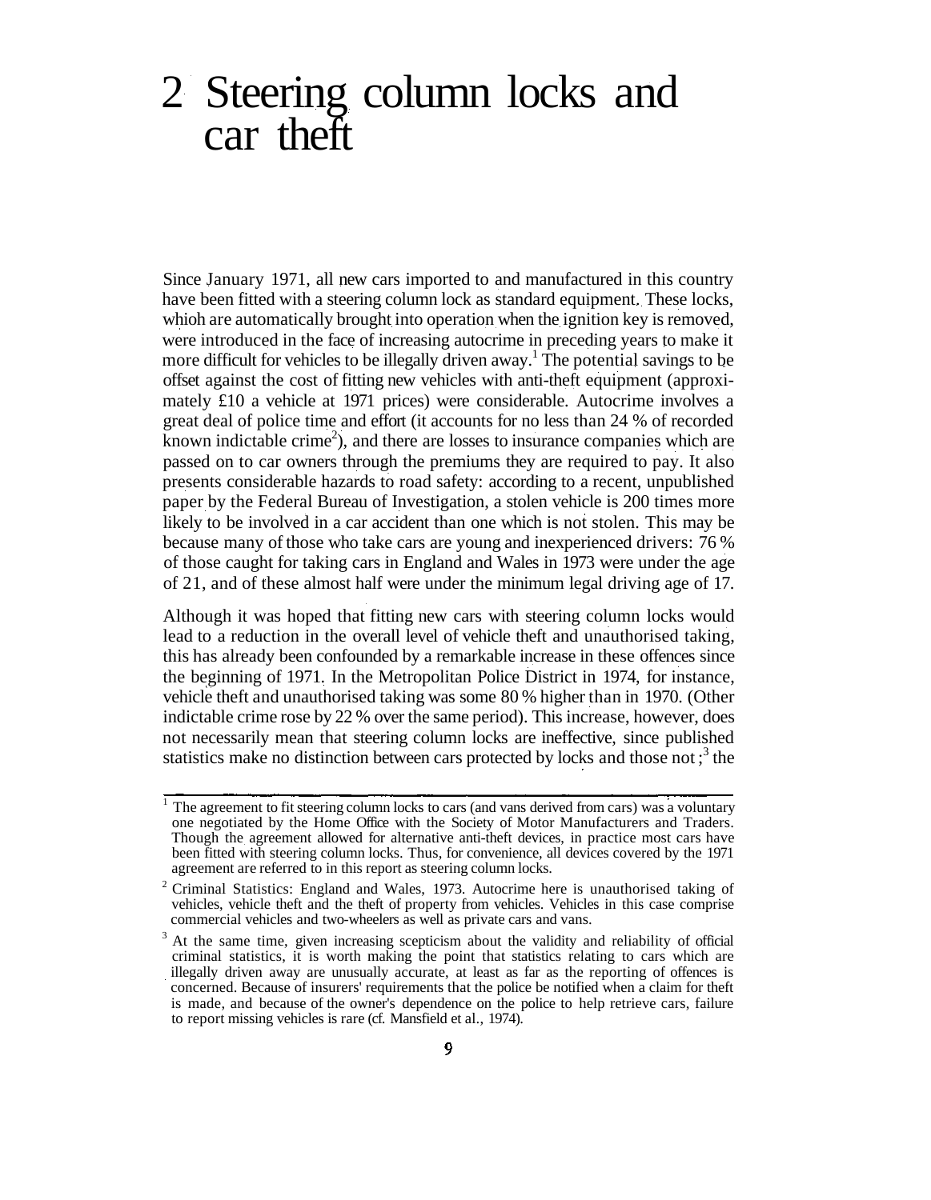# 2 Steering column locks and car theft

Since January 1971, all new cars imported to and manufactured in this country have been fitted with a steering column lock as standard equipment. These locks, whioh are automatically brought into operation when the ignition key is removed, were introduced in the face of increasing autocrime in preceding years to make it more difficult for vehicles to be illegally driven away.[1] The potential savings to be offset against the cost of fitting new vehicles with anti-theft equipment (approximately £10 a vehicle at 1971 prices) were considerable. Autocrime involves a great deal of police time and effort (it accounts for no less than 24 % of recorded known indictable crime[2]), and there are losses to insurance companies which are passed on to car owners through the premiums they are required to pay. It also presents considerable hazards to road safety: according to a recent, unpublished paper by the Federal Bureau of Investigation, a stolen vehicle is 200 times more likely to be involved in a car accident than one which is not stolen. This may be because many of those who take cars are young and inexperienced drivers: 76 % of those caught for taking cars in England and Wales in 1973 were under the age of 21, and of these almost half were under the minimum legal driving age of 17.

Although it was hoped that fitting new cars with steering column locks would lead to a reduction in the overall level of vehicle theft and unauthorised taking, this has already been confounded by a remarkable increase in these offences since the beginning of 1971. In the Metropolitan Police District in 1974, for instance, vehicle theft and unauthorised taking was some 80 % higher than in 1970. (Other indictable crime rose by 22 % over the same period). This increase, however, does not necessarily mean that steering column locks are ineffective, since published statistics make no distinction between cars protected by locks and those not;[3] the

---

[1] The agreement to fit steering column locks to cars (and vans derived from cars) was a voluntary one negotiated by the Home Office with the Society of Motor Manufacturers and Traders. Though the agreement allowed for alternative anti-theft devices, in practice most cars have been fitted with steering column locks. Thus, for convenience, all devices covered by the 1971 agreement are referred to in this report as steering column locks.

[2] Criminal Statistics: England and Wales, 1973. Autocrime here is unauthorised taking of vehicles, vehicle theft and the theft of property from vehicles. Vehicles in this case comprise commercial vehicles and two-wheelers as well as private cars and vans.

[3] At the same time, given increasing scepticism about the validity and reliability of official criminal statistics, it is worth making the point that statistics relating to cars which are illegally driven away are unusually accurate, at least as far as the reporting of offences is concerned. Because of insurers' requirements that the police be notified when a claim for theft is made, and because of the owner's dependence on the police to help retrieve cars, failure to report missing vehicles is rare (cf. Mansfield et al., 1974).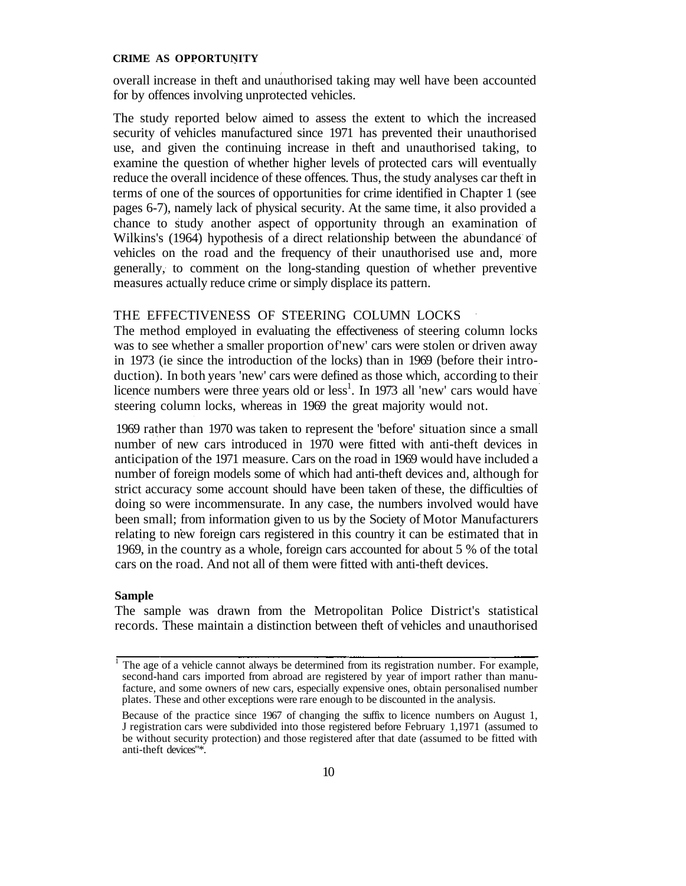overall increase in theft and unauthorised taking may well have been accounted for by offences involving unprotected vehicles.

The study reported below aimed to assess the extent to which the increased security of vehicles manufactured since 1971 has prevented their unauthorised use, and given the continuing increase in theft and unauthorised taking, to examine the question of whether higher levels of protected cars will eventually reduce the overall incidence of these offences. Thus, the study analyses car theft in terms of one of the sources of opportunities for crime identified in Chapter 1 (see pages 6-7), namely lack of physical security. At the same time, it also provided a chance to study another aspect of opportunity through an examination of Wilkins's (1964) hypothesis of a direct relationship between the abundance of vehicles on the road and the frequency of their unauthorised use and, more generally, to comment on the long-standing question of whether preventive measures actually reduce crime or simply displace its pattern.

## THE EFFECTIVENESS OF STEERING COLUMN LOCKS

The method employed in evaluating the effectiveness of steering column locks was to see whether a smaller proportion of 'new' cars were stolen or driven away in 1973 (ie since the introduction of the locks) than in 1969 (before their introduction). In both years 'new' cars were defined as those which, according to their licence numbers were three years old or less[1]. In 1973 all 'new' cars would have steering column locks, whereas in 1969 the great majority would not.

1969 rather than 1970 was taken to represent the 'before' situation since a small number of new cars introduced in 1970 were fitted with anti-theft devices in anticipation of the 1971 measure. Cars on the road in 1969 would have included a number of foreign models some of which had anti-theft devices and, although for strict accuracy some account should have been taken of these, the difficulties of doing so were incommensurate. In any case, the numbers involved would have been small; from information given to us by the Society of Motor Manufacturers relating to new foreign cars registered in this country it can be estimated that in 1969, in the country as a whole, foreign cars accounted for about 5 % of the total cars on the road. And not all of them were fitted with anti-theft devices.

### Sample

The sample was drawn from the Metropolitan Police District's statistical records. These maintain a distinction between theft of vehicles and unauthorised

---

[1] The age of a vehicle cannot always be determined from its registration number. For example, second-hand cars imported from abroad are registered by year of import rather than manufacture, and some owners of new cars, especially expensive ones, obtain personalised number plates. These and other exceptions were rare enough to be discounted in the analysis.

Because of the practice since 1967 of changing the suffix to licence numbers on August 1, J registration cars were subdivided into those registered before February 1,1971 (assumed to be without security protection) and those registered after that date (assumed to be fitted with anti-theft devices"*.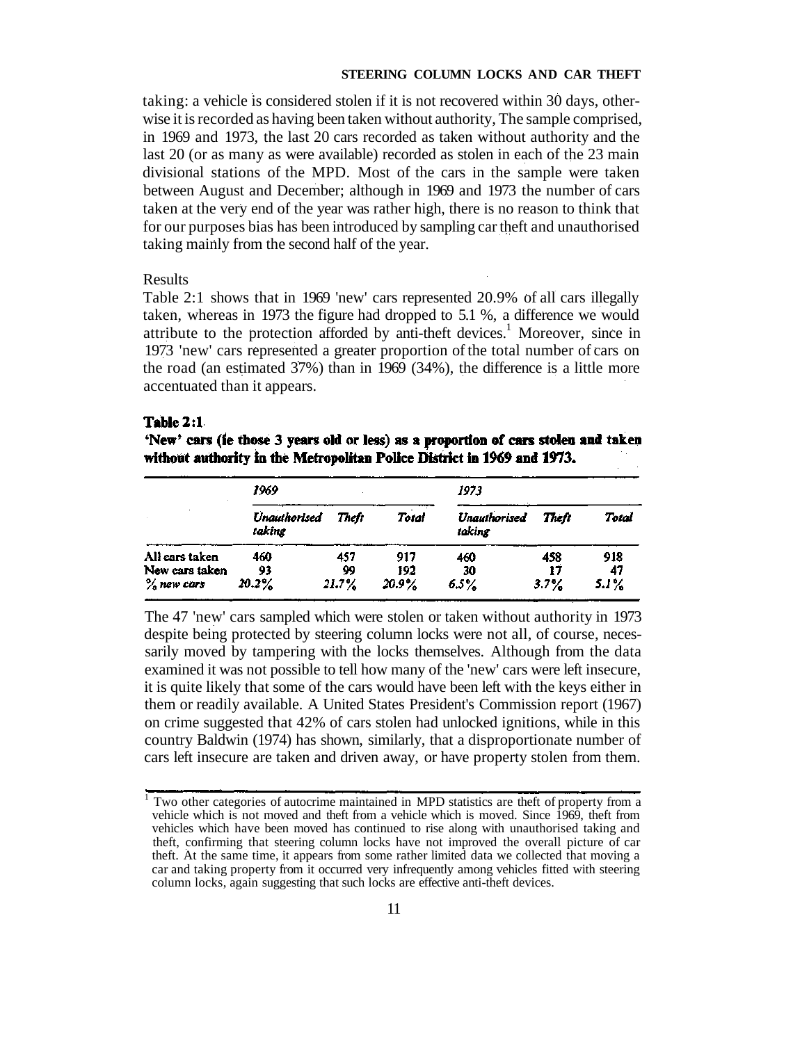taking: a vehicle is considered stolen if it is not recovered within 30 days, otherwise it is recorded as having been taken without authority, The sample comprised, in 1969 and 1973, the last 20 cars recorded as taken without authority and the last 20 (or as many as were available) recorded as stolen in each of the 23 main divisional stations of the MPD. Most of the cars in the sample were taken between August and December; although in 1969 and 1973 the number of cars taken at the very end of the year was rather high, there is no reason to think that for our purposes bias has been introduced by sampling car theft and unauthorised taking mainly from the second half of the year.

## Results

Table 2:1 shows that in 1969 'new' cars represented 20.9% of all cars illegally taken, whereas in 1973 the figure had dropped to 5.1 %, a difference we would attribute to the protection afforded by anti-theft devices.[1] Moreover, since in 1973 'new' cars represented a greater proportion of the total number of cars on the road (an estimated 37%) than in 1969 (34%), the difference is a little more accentuated than it appears.

**Table 2:1**

**'New' cars (ie those 3 years old or less) as a proportion of cars stolen and taken without authority in the Metropolitan Police District in 1969 and 1973.**

| | *1969* | | | *1973* | | |
|---|---|---|---|---|---|---|
| | *Unauthorised taking* | *Theft* | *Total* | *Unauthorised taking* | *Theft* | *Total* |
| All cars taken | 460 | 457 | 917 | 460 | 458 | 918 |
| New cars taken | 93 | 99 | 192 | 30 | 17 | 47 |
| *% new cars* | *20.2%* | *21.7%* | *20.9%* | *6.5%* | *3.7%* | *5.1%* |

The 47 'new' cars sampled which were stolen or taken without authority in 1973 despite being protected by steering column locks were not all, of course, necessarily moved by tampering with the locks themselves. Although from the data examined it was not possible to tell how many of the 'new' cars were left insecure, it is quite likely that some of the cars would have been left with the keys either in them or readily available. A United States President's Commission report (1967) on crime suggested that 42% of cars stolen had unlocked ignitions, while in this country Baldwin (1974) has shown, similarly, that a disproportionate number of cars left insecure are taken and driven away, or have property stolen from them.

[1] Two other categories of autocrime maintained in MPD statistics are theft of property from a vehicle which is not moved and theft from a vehicle which is moved. Since 1969, theft from vehicles which have been moved has continued to rise along with unauthorised taking and theft, confirming that steering column locks have not improved the overall picture of car theft. At the same time, it appears from some rather limited data we collected that moving a car and taking property from it occurred very infrequently among vehicles fitted with steering column locks, again suggesting that such locks are effective anti-theft devices.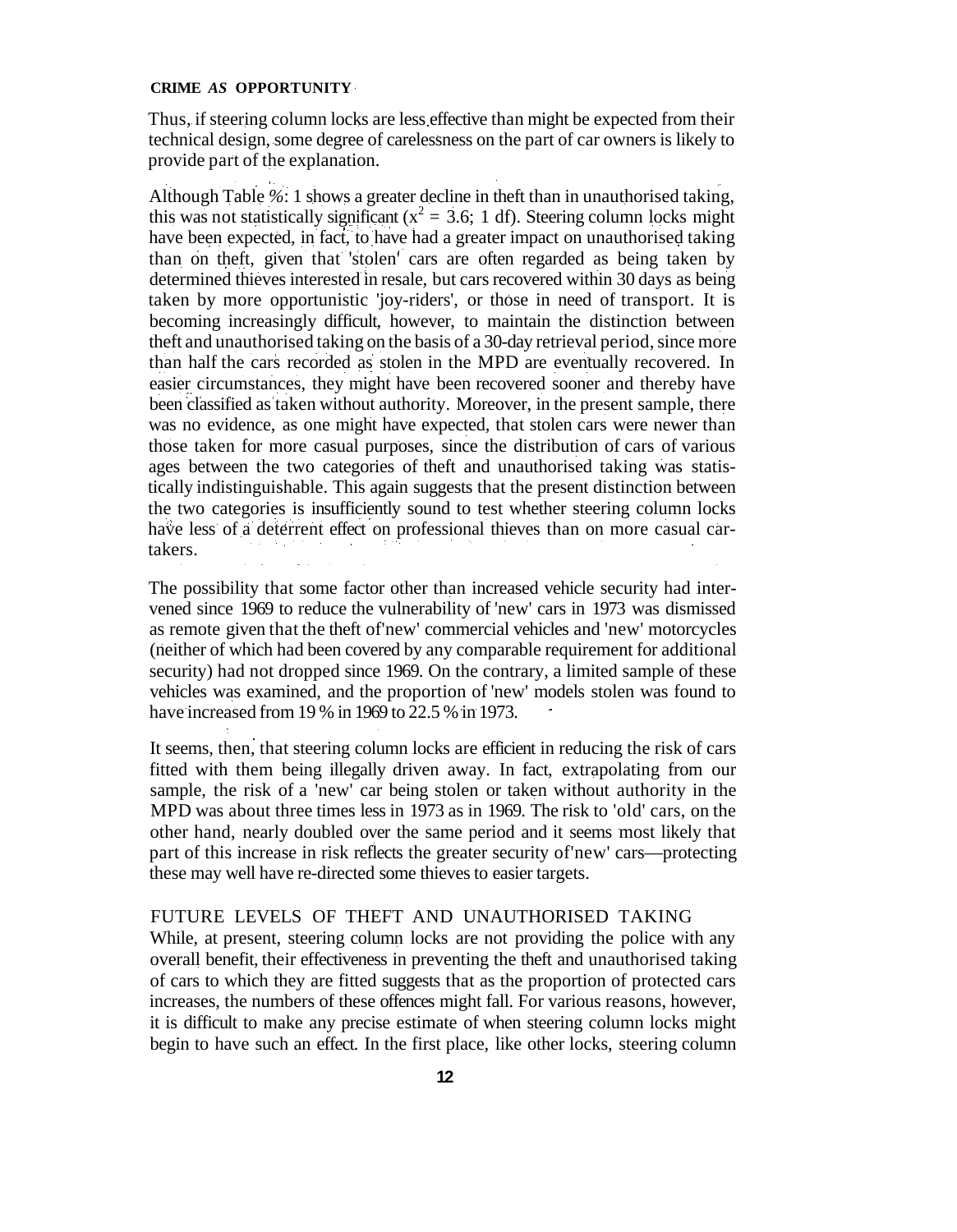Thus, if steering column locks are less effective than might be expected from their technical design, some degree of carelessness on the part of car owners is likely to provide part of the explanation.

Although Table %: 1 shows a greater decline in theft than in unauthorised taking, this was not statistically significant ($x^2 = 3.6$; 1 df). Steering column locks might have been expected, in fact, to have had a greater impact on unauthorised taking than on theft, given that 'stolen' cars are often regarded as being taken by determined thieves interested in resale, but cars recovered within 30 days as being taken by more opportunistic 'joy-riders', or those in need of transport. It is becoming increasingly difficult, however, to maintain the distinction between theft and unauthorised taking on the basis of a 30-day retrieval period, since more than half the cars recorded as stolen in the MPD are eventually recovered. In easier circumstances, they might have been recovered sooner and thereby have been classified as taken without authority. Moreover, in the present sample, there was no evidence, as one might have expected, that stolen cars were newer than those taken for more casual purposes, since the distribution of cars of various ages between the two categories of theft and unauthorised taking was statistically indistinguishable. This again suggests that the present distinction between the two categories is insufficiently sound to test whether steering column locks have less of a deterrent effect on professional thieves than on more casual car-takers.

The possibility that some factor other than increased vehicle security had intervened since 1969 to reduce the vulnerability of 'new' cars in 1973 was dismissed as remote given that the theft of'new' commercial vehicles and 'new' motorcycles (neither of which had been covered by any comparable requirement for additional security) had not dropped since 1969. On the contrary, a limited sample of these vehicles was examined, and the proportion of 'new' models stolen was found to have increased from 19 % in 1969 to 22.5 % in 1973.

It seems, then, that steering column locks are efficient in reducing the risk of cars fitted with them being illegally driven away. In fact, extrapolating from our sample, the risk of a 'new' car being stolen or taken without authority in the MPD was about three times less in 1973 as in 1969. The risk to 'old' cars, on the other hand, nearly doubled over the same period and it seems most likely that part of this increase in risk reflects the greater security of'new' cars—protecting these may well have re-directed some thieves to easier targets.

## FUTURE LEVELS OF THEFT AND UNAUTHORISED TAKING

While, at present, steering column locks are not providing the police with any overall benefit, their effectiveness in preventing the theft and unauthorised taking of cars to which they are fitted suggests that as the proportion of protected cars increases, the numbers of these offences might fall. For various reasons, however, it is difficult to make any precise estimate of when steering column locks might begin to have such an effect. In the first place, like other locks, steering column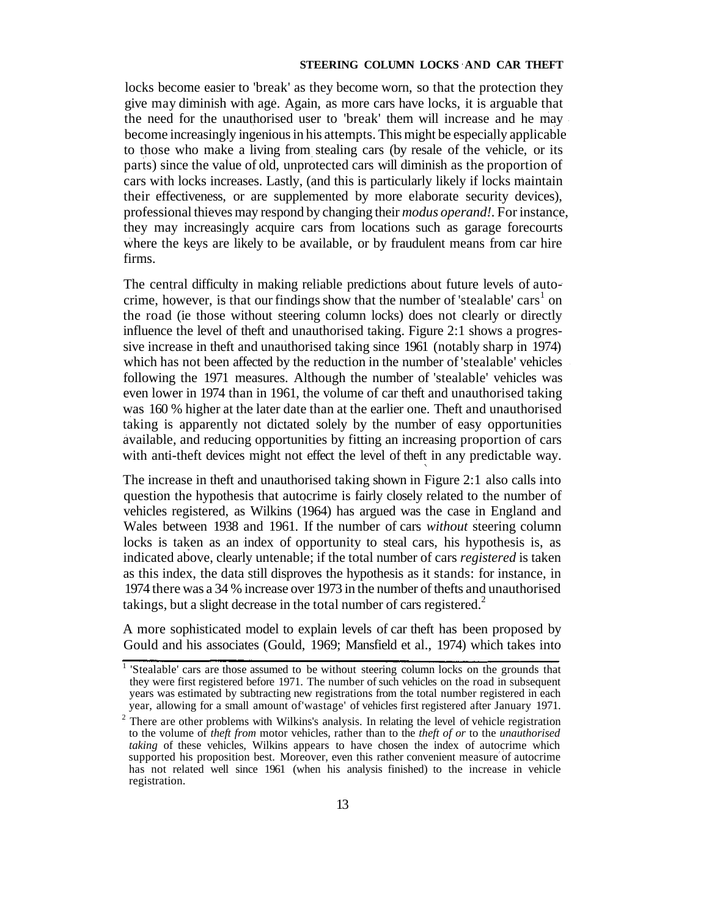locks become easier to 'break' as they become worn, so that the protection they give may diminish with age. Again, as more cars have locks, it is arguable that the need for the unauthorised user to 'break' them will increase and he may become increasingly ingenious in his attempts. This might be especially applicable to those who make a living from stealing cars (by resale of the vehicle, or its parts) since the value of old, unprotected cars will diminish as the proportion of cars with locks increases. Lastly, (and this is particularly likely if locks maintain their effectiveness, or are supplemented by more elaborate security devices), professional thieves may respond by changing their *modus operand!*. For instance, they may increasingly acquire cars from locations such as garage forecourts where the keys are likely to be available, or by fraudulent means from car hire firms.

The central difficulty in making reliable predictions about future levels of autocrime, however, is that our findings show that the number of 'stealable' cars[1] on the road (ie those without steering column locks) does not clearly or directly influence the level of theft and unauthorised taking. Figure 2:1 shows a progressive increase in theft and unauthorised taking since 1961 (notably sharp in 1974) which has not been affected by the reduction in the number of 'stealable' vehicles following the 1971 measures. Although the number of 'stealable' vehicles was even lower in 1974 than in 1961, the volume of car theft and unauthorised taking was 160 % higher at the later date than at the earlier one. Theft and unauthorised taking is apparently not dictated solely by the number of easy opportunities available, and reducing opportunities by fitting an increasing proportion of cars with anti-theft devices might not effect the level of theft in any predictable way.

The increase in theft and unauthorised taking shown in Figure 2:1 also calls into question the hypothesis that autocrime is fairly closely related to the number of vehicles registered, as Wilkins (1964) has argued was the case in England and Wales between 1938 and 1961. If the number of cars *without* steering column locks is taken as an index of opportunity to steal cars, his hypothesis is, as indicated above, clearly untenable; if the total number of cars *registered* is taken as this index, the data still disproves the hypothesis as it stands: for instance, in 1974 there was a 34 % increase over 1973 in the number of thefts and unauthorised takings, but a slight decrease in the total number of cars registered.[2]

A more sophisticated model to explain levels of car theft has been proposed by Gould and his associates (Gould, 1969; Mansfield et al., 1974) which takes into

---

[1] 'Stealable' cars are those assumed to be without steering column locks on the grounds that they were first registered before 1971. The number of such vehicles on the road in subsequent years was estimated by subtracting new registrations from the total number registered in each year, allowing for a small amount of 'wastage' of vehicles first registered after January 1971.

[2] There are other problems with Wilkins's analysis. In relating the level of vehicle registration to the volume of *theft from* motor vehicles, rather than to the *theft of or* to the *unauthorised taking* of these vehicles, Wilkins appears to have chosen the index of autocrime which supported his proposition best. Moreover, even this rather convenient measure of autocrime has not related well since 1961 (when his analysis finished) to the increase in vehicle registration.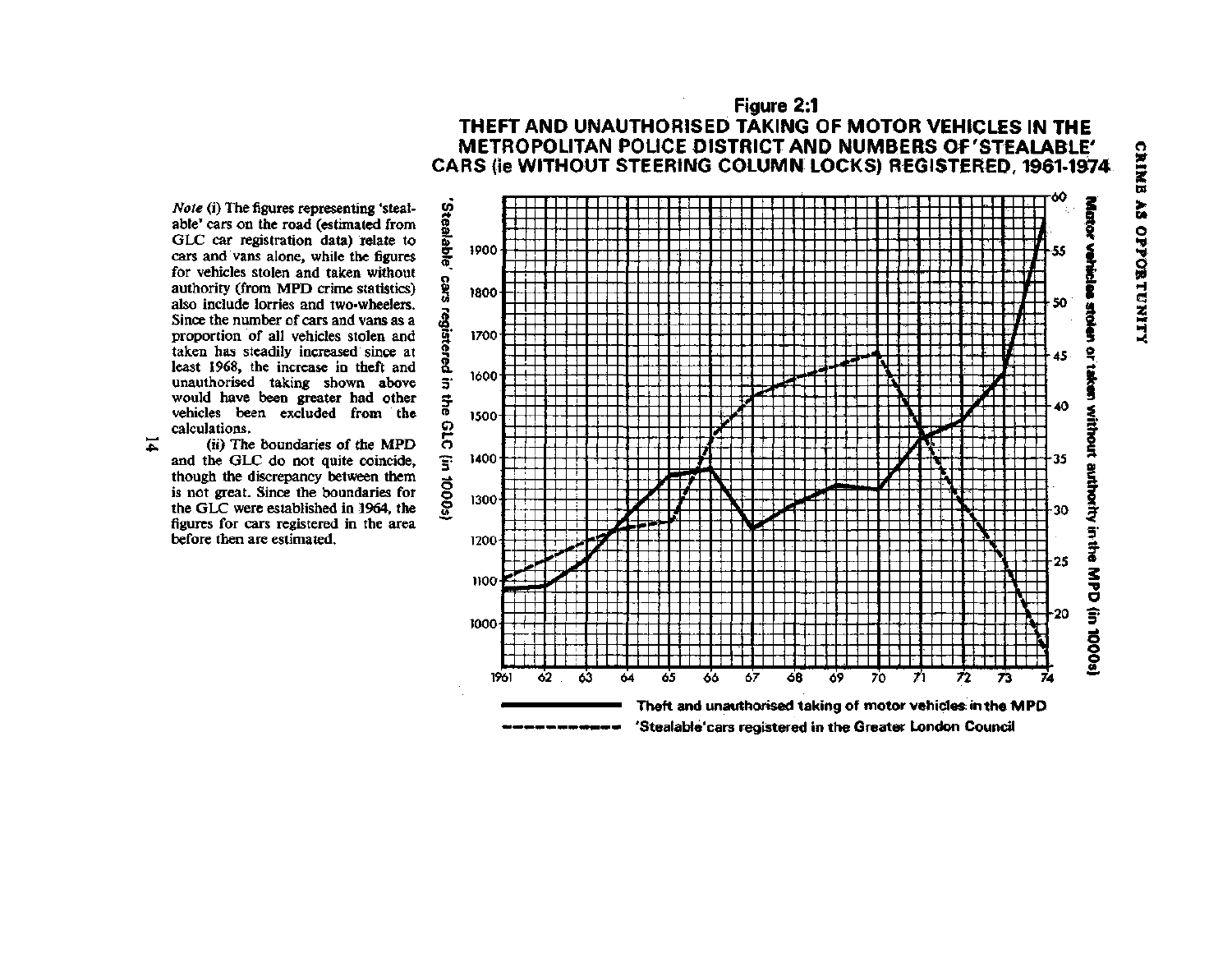## Figure 2:1

### THEFT AND UNAUTHORISED TAKING OF MOTOR VEHICLES IN THE METROPOLITAN POLICE DISTRICT AND NUMBERS OF 'STEALABLE' CARS (ie WITHOUT STEERING COLUMN LOCKS) REGISTERED, 1961-1974

*Note* (i) The figures representing 'stealable' cars on the road (estimated from GLC car registration data) relate to cars and vans alone, while the figures for vehicles stolen and taken without authority (from MPD crime statistics) also include lorries and two-wheelers. Since the number of cars and vans as a proportion of all vehicles stolen and taken has steadily increased since at least 1968, the increase in theft and unauthorised taking shown above would have been greater had other vehicles been excluded from the calculations.

(ii) The boundaries of the MPD and the GLC do not quite coincide, though the discrepancy between them is not great. Since the boundaries for the GLC were established in 1964, the figures for cars registered in the area before then are estimated.

———— Theft and unauthorised taking of motor vehicles in the MPD

- - - - - 'Stealable' cars registered in the Greater London Council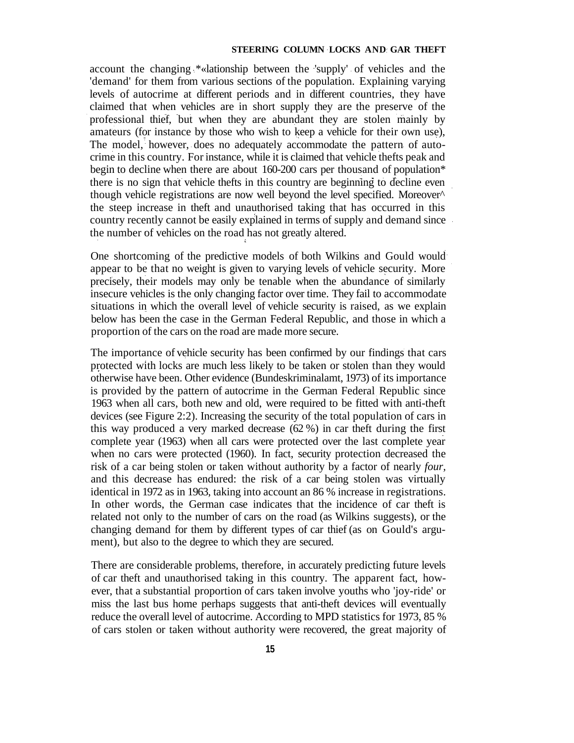account the changing relationship between the 'supply' of vehicles and the 'demand' for them from various sections of the population. Explaining varying levels of autocrime at different periods and in different countries, they have claimed that when vehicles are in short supply they are the preserve of the professional thief, but when they are abundant they are stolen mainly by amateurs (for instance by those who wish to keep a vehicle for their own use), The model, however, does no adequately accommodate the pattern of autocrime in this country. For instance, while it is claimed that vehicle thefts peak and begin to decline when there are about 160-200 cars per thousand of population* there is no sign that vehicle thefts in this country are beginning to decline even though vehicle registrations are now well beyond the level specified. Moreover^ the steep increase in theft and unauthorised taking that has occurred in this country recently cannot be easily explained in terms of supply and demand since the number of vehicles on the road has not greatly altered.

One shortcoming of the predictive models of both Wilkins and Gould would appear to be that no weight is given to varying levels of vehicle security. More precisely, their models may only be tenable when the abundance of similarly insecure vehicles is the only changing factor over time. They fail to accommodate situations in which the overall level of vehicle security is raised, as we explain below has been the case in the German Federal Republic, and those in which a proportion of the cars on the road are made more secure.

The importance of vehicle security has been confirmed by our findings that cars protected with locks are much less likely to be taken or stolen than they would otherwise have been. Other evidence (Bundeskriminalamt, 1973) of its importance is provided by the pattern of autocrime in the German Federal Republic since 1963 when all cars, both new and old, were required to be fitted with anti-theft devices (see Figure 2:2). Increasing the security of the total population of cars in this way produced a very marked decrease (62 %) in car theft during the first complete year (1963) when all cars were protected over the last complete year when no cars were protected (1960). In fact, security protection decreased the risk of a car being stolen or taken without authority by a factor of nearly *four*, and this decrease has endured: the risk of a car being stolen was virtually identical in 1972 as in 1963, taking into account an 86 % increase in registrations. In other words, the German case indicates that the incidence of car theft is related not only to the number of cars on the road (as Wilkins suggests), or the changing demand for them by different types of car thief (as on Gould's argument), but also to the degree to which they are secured.

There are considerable problems, therefore, in accurately predicting future levels of car theft and unauthorised taking in this country. The apparent fact, however, that a substantial proportion of cars taken involve youths who 'joy-ride' or miss the last bus home perhaps suggests that anti-theft devices will eventually reduce the overall level of autocrime. According to MPD statistics for 1973, 85 % of cars stolen or taken without authority were recovered, the great majority of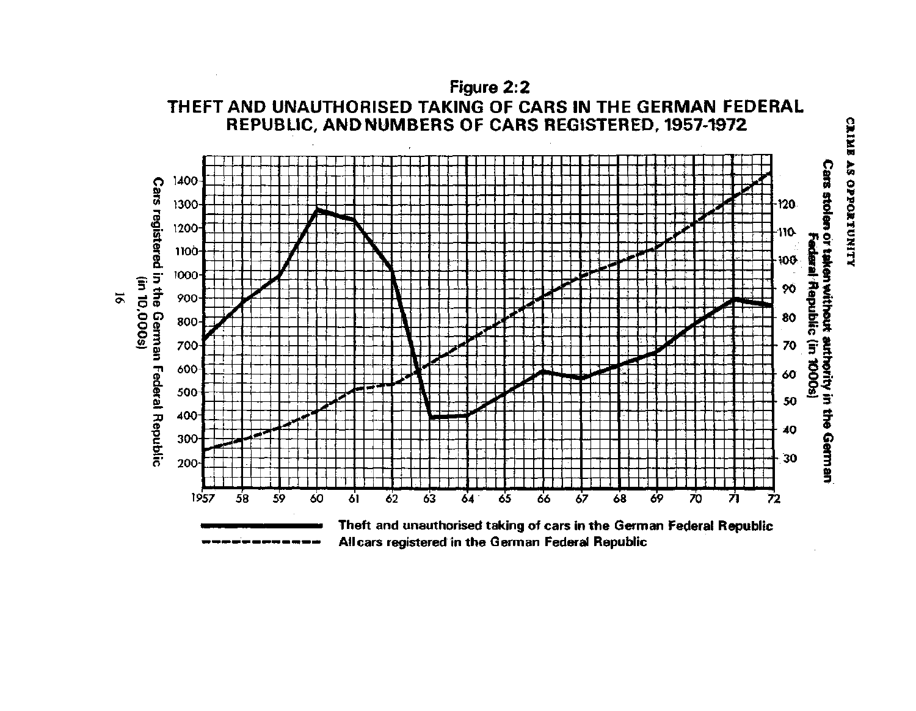## Figure 2:2

## THEFT AND UNAUTHORISED TAKING OF CARS IN THE GERMAN FEDERAL REPUBLIC, AND NUMBERS OF CARS REGISTERED, 1957-1972

Cars registered in the German Federal Republic (in 10,000s)

Cars stolen or taken without authority in the German Federal Republic (in 1000s)

Theft and unauthorised taking of cars in the German Federal Republic

All cars registered in the German Federal Republic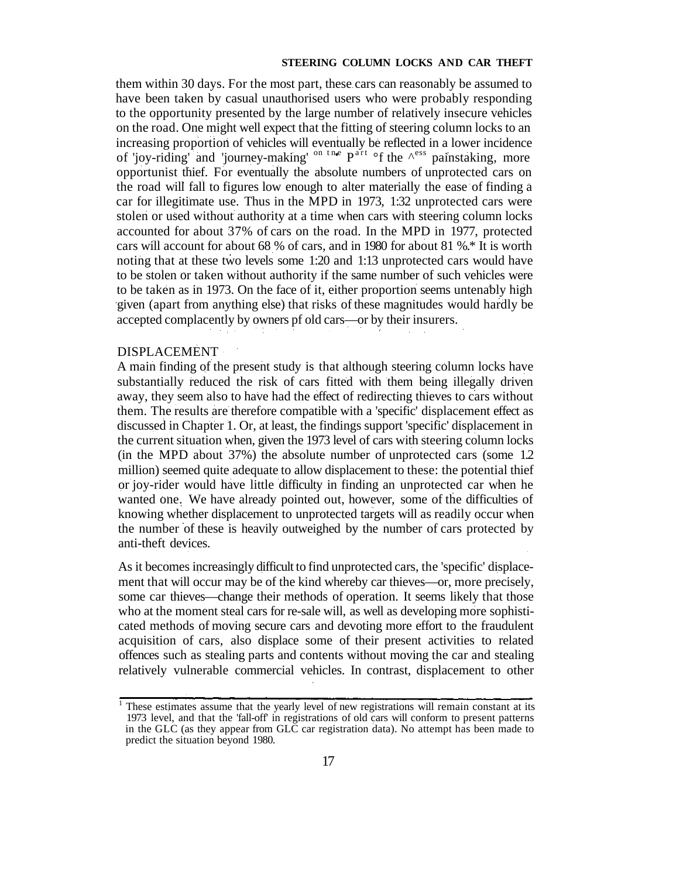them within 30 days. For the most part, these cars can reasonably be assumed to have been taken by casual unauthorised users who were probably responding to the opportunity presented by the large number of relatively insecure vehicles on the road. One might well expect that the fitting of steering column locks to an increasing proportion of vehicles will eventually be reflected in a lower incidence of 'joy-riding' and 'journey-making' on the part of the less painstaking, more opportunist thief. For eventually the absolute numbers of unprotected cars on the road will fall to figures low enough to alter materially the ease of finding a car for illegitimate use. Thus in the MPD in 1973, 1:32 unprotected cars were stolen or used without authority at a time when cars with steering column locks accounted for about 37% of cars on the road. In the MPD in 1977, protected cars will account for about 68 % of cars, and in 1980 for about 81 %.[1] It is worth noting that at these two levels some 1:20 and 1:13 unprotected cars would have to be stolen or taken without authority if the same number of such vehicles were to be taken as in 1973. On the face of it, either proportion seems untenably high given (apart from anything else) that risks of these magnitudes would hardly be accepted complacently by owners pf old cars—or by their insurers.

## DISPLACEMENT

A main finding of the present study is that although steering column locks have substantially reduced the risk of cars fitted with them being illegally driven away, they seem also to have had the effect of redirecting thieves to cars without them. The results are therefore compatible with a 'specific' displacement effect as discussed in Chapter 1. Or, at least, the findings support 'specific' displacement in the current situation when, given the 1973 level of cars with steering column locks (in the MPD about 37%) the absolute number of unprotected cars (some 1.2 million) seemed quite adequate to allow displacement to these: the potential thief or joy-rider would have little difficulty in finding an unprotected car when he wanted one. We have already pointed out, however, some of the difficulties of knowing whether displacement to unprotected targets will as readily occur when the number of these is heavily outweighed by the number of cars protected by anti-theft devices.

As it becomes increasingly difficult to find unprotected cars, the 'specific' displacement that will occur may be of the kind whereby car thieves—or, more precisely, some car thieves—change their methods of operation. It seems likely that those who at the moment steal cars for re-sale will, as well as developing more sophisticated methods of moving secure cars and devoting more effort to the fraudulent acquisition of cars, also displace some of their present activities to related offences such as stealing parts and contents without moving the car and stealing relatively vulnerable commercial vehicles. In contrast, displacement to other

[1] These estimates assume that the yearly level of new registrations will remain constant at its 1973 level, and that the 'fall-off' in registrations of old cars will conform to present patterns in the GLC (as they appear from GLC car registration data). No attempt has been made to predict the situation beyond 1980.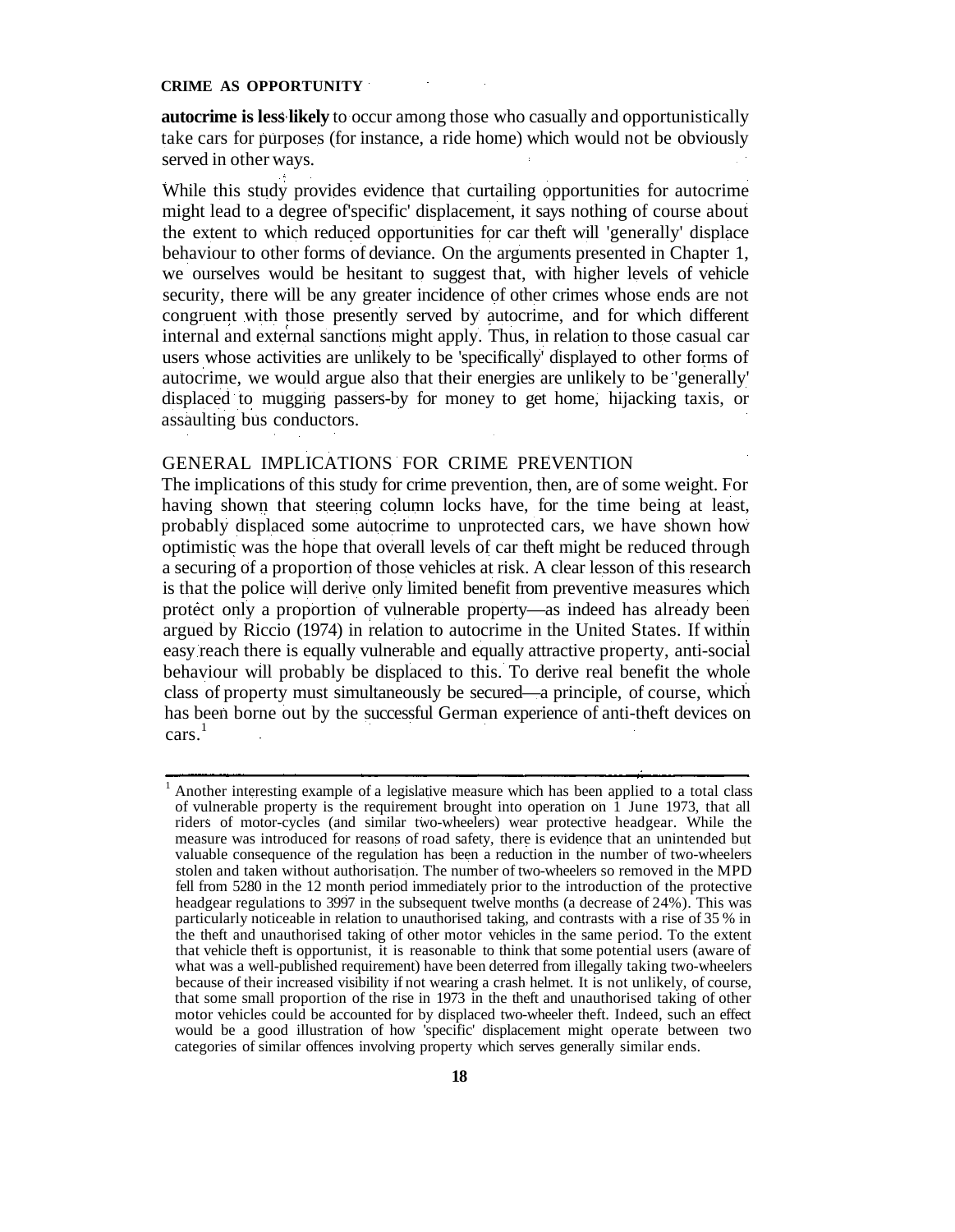**autocrime is less likely** to occur among those who casually and opportunistically take cars for purposes (for instance, a ride home) which would not be obviously served in other ways.

While this study provides evidence that curtailing opportunities for autocrime might lead to a degree of 'specific' displacement, it says nothing of course about the extent to which reduced opportunities for car theft will 'generally' displace behaviour to other forms of deviance. On the arguments presented in Chapter 1, we ourselves would be hesitant to suggest that, with higher levels of vehicle security, there will be any greater incidence of other crimes whose ends are not congruent with those presently served by autocrime, and for which different internal and external sanctions might apply. Thus, in relation to those casual car users whose activities are unlikely to be 'specifically' displayed to other forms of autocrime, we would argue also that their energies are unlikely to be 'generally' displaced to mugging passers-by for money to get home, hijacking taxis, or assaulting bus conductors.

## GENERAL IMPLICATIONS FOR CRIME PREVENTION

The implications of this study for crime prevention, then, are of some weight. For having shown that steering column locks have, for the time being at least, probably displaced some autocrime to unprotected cars, we have shown how optimistic was the hope that overall levels of car theft might be reduced through a securing of a proportion of those vehicles at risk. A clear lesson of this research is that the police will derive only limited benefit from preventive measures which protect only a proportion of vulnerable property—as indeed has already been argued by Riccio (1974) in relation to autocrime in the United States. If within easy reach there is equally vulnerable and equally attractive property, anti-social behaviour will probably be displaced to this. To derive real benefit the whole class of property must simultaneously be secured—a principle, of course, which has been borne out by the successful German experience of anti-theft devices on cars.[1]

---

[1] Another interesting example of a legislative measure which has been applied to a total class of vulnerable property is the requirement brought into operation on 1 June 1973, that all riders of motor-cycles (and similar two-wheelers) wear protective headgear. While the measure was introduced for reasons of road safety, there is evidence that an unintended but valuable consequence of the regulation has been a reduction in the number of two-wheelers stolen and taken without authorisation. The number of two-wheelers so removed in the MPD fell from 5280 in the 12 month period immediately prior to the introduction of the protective headgear regulations to 3997 in the subsequent twelve months (a decrease of 24%). This was particularly noticeable in relation to unauthorised taking, and contrasts with a rise of 35 % in the theft and unauthorised taking of other motor vehicles in the same period. To the extent that vehicle theft is opportunist, it is reasonable to think that some potential users (aware of what was a well-published requirement) have been deterred from illegally taking two-wheelers because of their increased visibility if not wearing a crash helmet. It is not unlikely, of course, that some small proportion of the rise in 1973 in the theft and unauthorised taking of other motor vehicles could be accounted for by displaced two-wheeler theft. Indeed, such an effect would be a good illustration of how 'specific' displacement might operate between two categories of similar offences involving property which serves generally similar ends.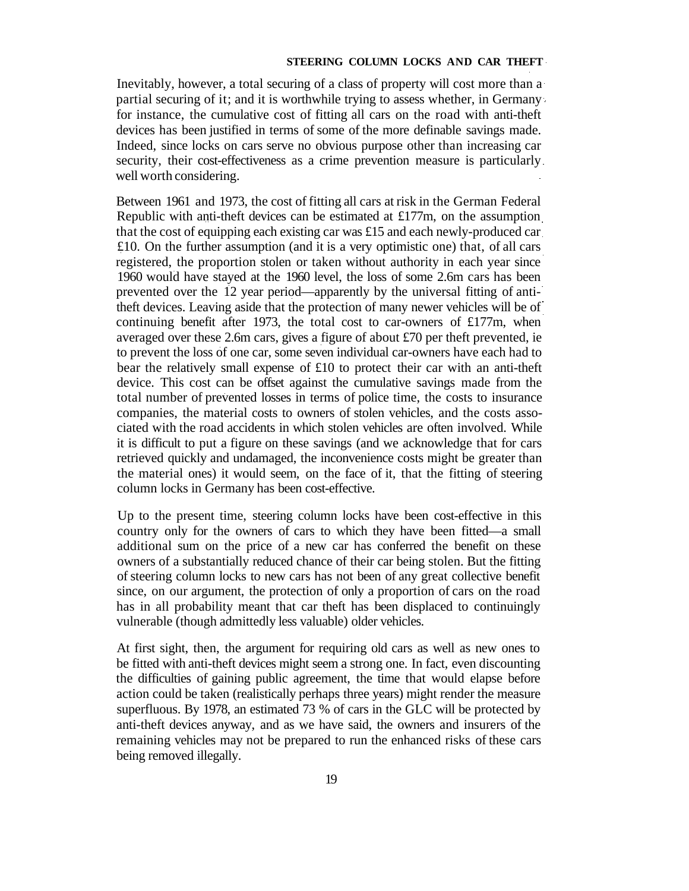Inevitably, however, a total securing of a class of property will cost more than a partial securing of it; and it is worthwhile trying to assess whether, in Germany for instance, the cumulative cost of fitting all cars on the road with anti-theft devices has been justified in terms of some of the more definable savings made. Indeed, since locks on cars serve no obvious purpose other than increasing car security, their cost-effectiveness as a crime prevention measure is particularly well worth considering.

Between 1961 and 1973, the cost of fitting all cars at risk in the German Federal Republic with anti-theft devices can be estimated at £177m, on the assumption that the cost of equipping each existing car was £15 and each newly-produced car £10. On the further assumption (and it is a very optimistic one) that, of all cars registered, the proportion stolen or taken without authority in each year since 1960 would have stayed at the 1960 level, the loss of some 2.6m cars has been prevented over the 12 year period—apparently by the universal fitting of anti-theft devices. Leaving aside that the protection of many newer vehicles will be of continuing benefit after 1973, the total cost to car-owners of £177m, when averaged over these 2.6m cars, gives a figure of about £70 per theft prevented, ie to prevent the loss of one car, some seven individual car-owners have each had to bear the relatively small expense of £10 to protect their car with an anti-theft device. This cost can be offset against the cumulative savings made from the total number of prevented losses in terms of police time, the costs to insurance companies, the material costs to owners of stolen vehicles, and the costs associated with the road accidents in which stolen vehicles are often involved. While it is difficult to put a figure on these savings (and we acknowledge that for cars retrieved quickly and undamaged, the inconvenience costs might be greater than the material ones) it would seem, on the face of it, that the fitting of steering column locks in Germany has been cost-effective.

Up to the present time, steering column locks have been cost-effective in this country only for the owners of cars to which they have been fitted—a small additional sum on the price of a new car has conferred the benefit on these owners of a substantially reduced chance of their car being stolen. But the fitting of steering column locks to new cars has not been of any great collective benefit since, on our argument, the protection of only a proportion of cars on the road has in all probability meant that car theft has been displaced to continuingly vulnerable (though admittedly less valuable) older vehicles.

At first sight, then, the argument for requiring old cars as well as new ones to be fitted with anti-theft devices might seem a strong one. In fact, even discounting the difficulties of gaining public agreement, the time that would elapse before action could be taken (realistically perhaps three years) might render the measure superfluous. By 1978, an estimated 73 % of cars in the GLC will be protected by anti-theft devices anyway, and as we have said, the owners and insurers of the remaining vehicles may not be prepared to run the enhanced risks of these cars being removed illegally.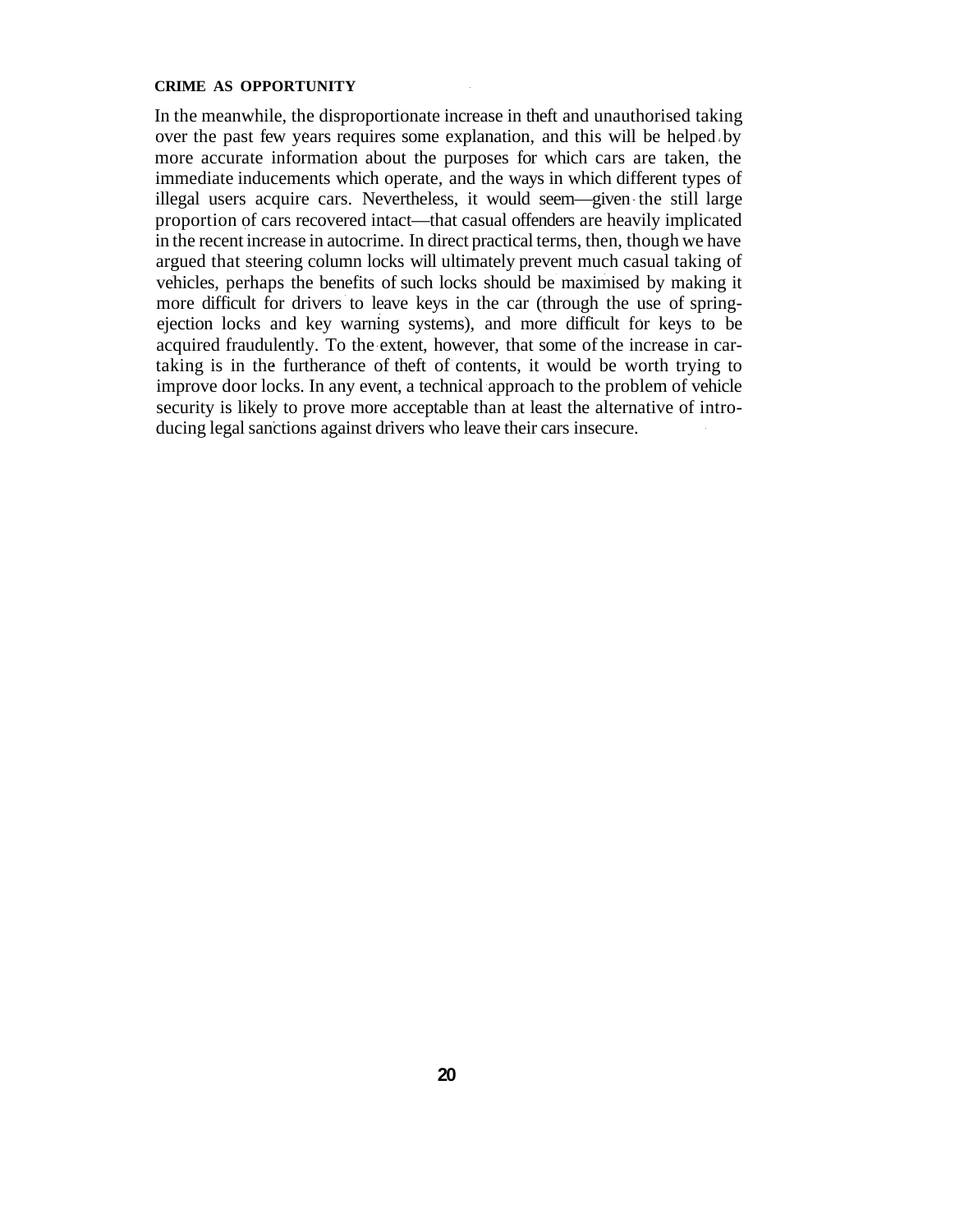In the meanwhile, the disproportionate increase in theft and unauthorised taking over the past few years requires some explanation, and this will be helped by more accurate information about the purposes for which cars are taken, the immediate inducements which operate, and the ways in which different types of illegal users acquire cars. Nevertheless, it would seem—given the still large proportion of cars recovered intact—that casual offenders are heavily implicated in the recent increase in autocrime. In direct practical terms, then, though we have argued that steering column locks will ultimately prevent much casual taking of vehicles, perhaps the benefits of such locks should be maximised by making it more difficult for drivers to leave keys in the car (through the use of spring-ejection locks and key warning systems), and more difficult for keys to be acquired fraudulently. To the extent, however, that some of the increase in car-taking is in the furtherance of theft of contents, it would be worth trying to improve door locks. In any event, a technical approach to the problem of vehicle security is likely to prove more acceptable than at least the alternative of introducing legal sanctions against drivers who leave their cars insecure.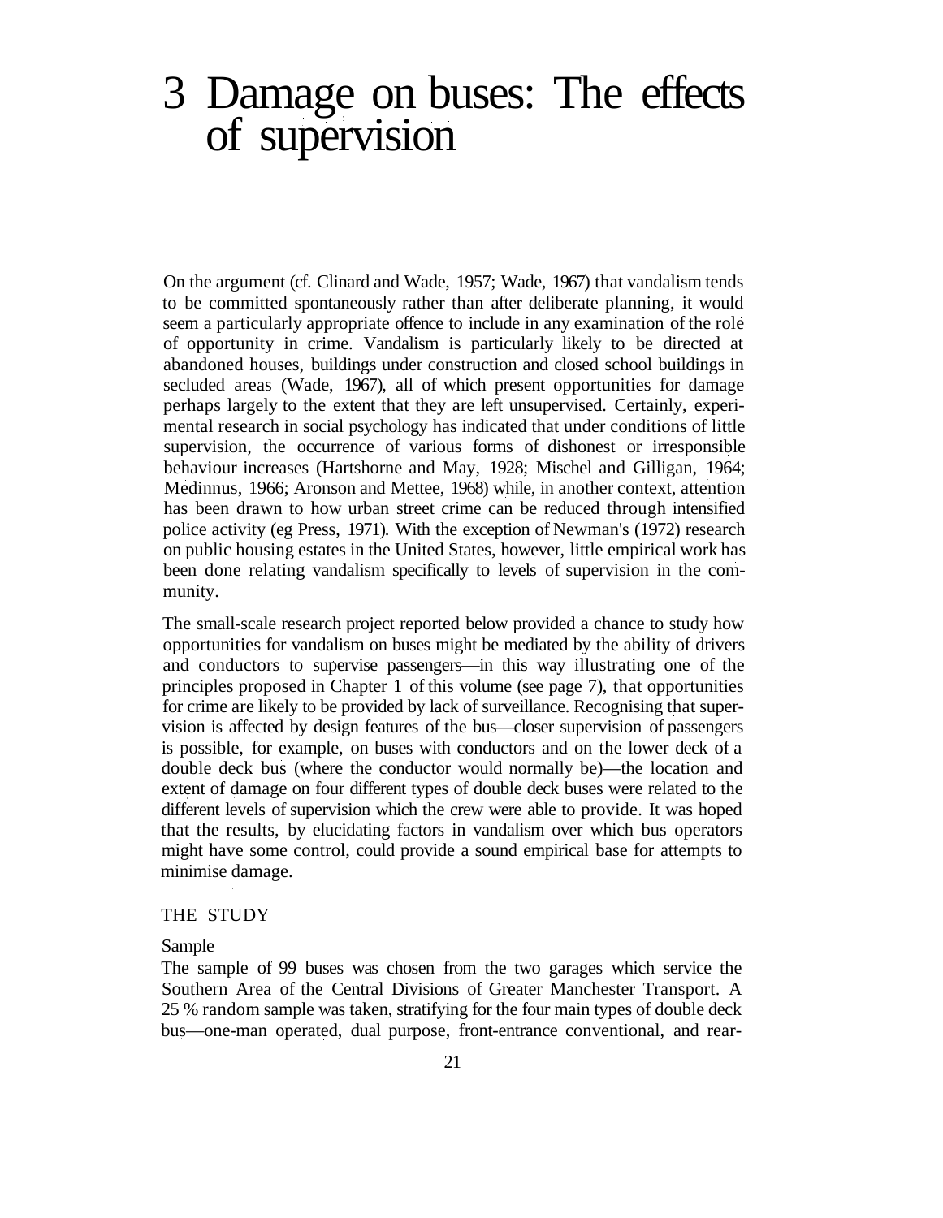# 3 Damage on buses: The effects of supervision

On the argument (cf. Clinard and Wade, 1957; Wade, 1967) that vandalism tends to be committed spontaneously rather than after deliberate planning, it would seem a particularly appropriate offence to include in any examination of the role of opportunity in crime. Vandalism is particularly likely to be directed at abandoned houses, buildings under construction and closed school buildings in secluded areas (Wade, 1967), all of which present opportunities for damage perhaps largely to the extent that they are left unsupervised. Certainly, experimental research in social psychology has indicated that under conditions of little supervision, the occurrence of various forms of dishonest or irresponsible behaviour increases (Hartshorne and May, 1928; Mischel and Gilligan, 1964; Medinnus, 1966; Aronson and Mettee, 1968) while, in another context, attention has been drawn to how urban street crime can be reduced through intensified police activity (eg Press, 1971). With the exception of Newman's (1972) research on public housing estates in the United States, however, little empirical work has been done relating vandalism specifically to levels of supervision in the community.

The small-scale research project reported below provided a chance to study how opportunities for vandalism on buses might be mediated by the ability of drivers and conductors to supervise passengers—in this way illustrating one of the principles proposed in Chapter 1 of this volume (see page 7), that opportunities for crime are likely to be provided by lack of surveillance. Recognising that supervision is affected by design features of the bus—closer supervision of passengers is possible, for example, on buses with conductors and on the lower deck of a double deck bus (where the conductor would normally be)—the location and extent of damage on four different types of double deck buses were related to the different levels of supervision which the crew were able to provide. It was hoped that the results, by elucidating factors in vandalism over which bus operators might have some control, could provide a sound empirical base for attempts to minimise damage.

## THE STUDY

### Sample

The sample of 99 buses was chosen from the two garages which service the Southern Area of the Central Divisions of Greater Manchester Transport. A 25 % random sample was taken, stratifying for the four main types of double deck bus—one-man operated, dual purpose, front-entrance conventional, and rear-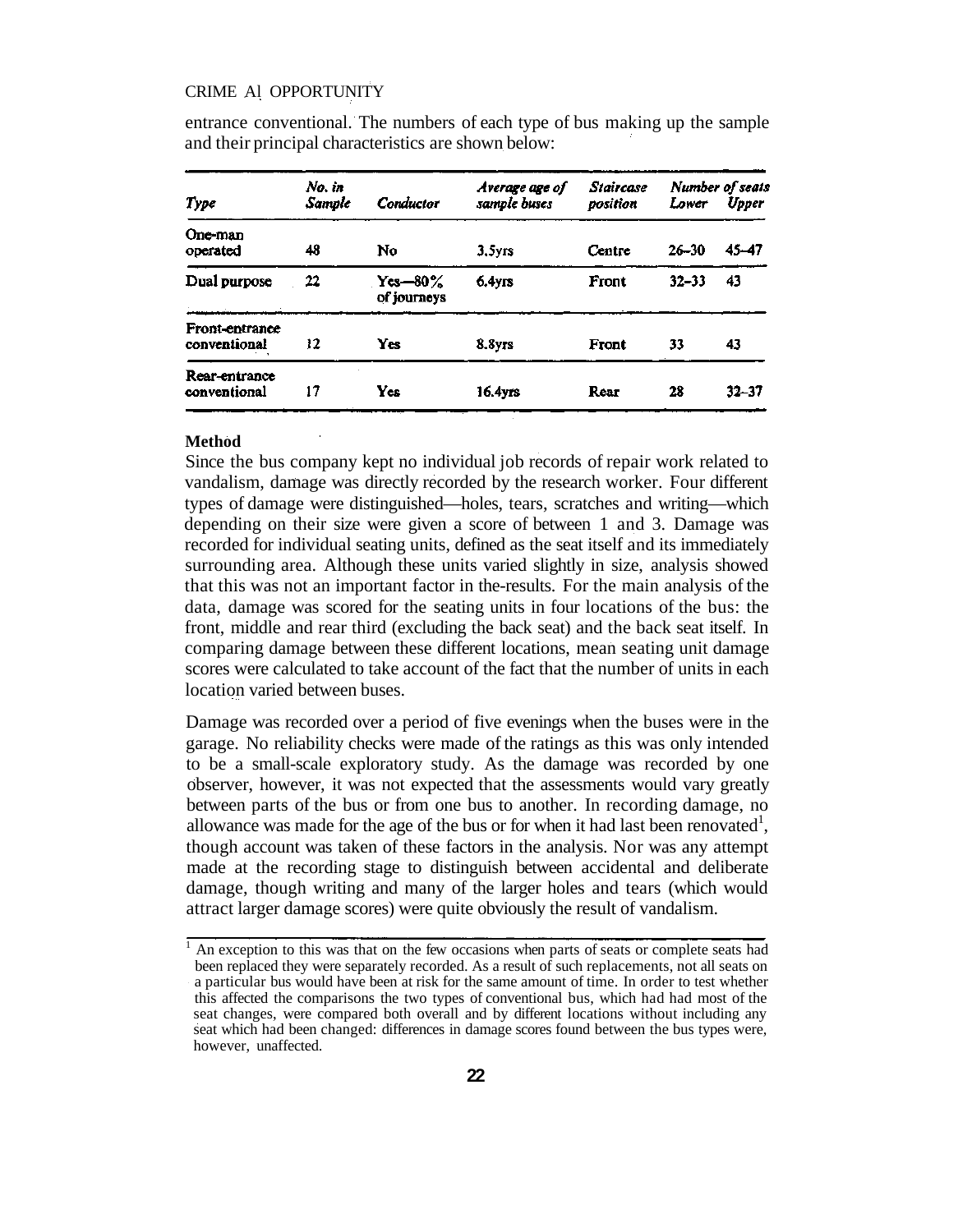entrance conventional. The numbers of each type of bus making up the sample and their principal characteristics are shown below:

| *Type* | *No. in Sample* | *Conductor* | *Average age of sample buses* | *Staircase position* | *Number of seats* | |
|---|---|---|---|---|---|---|
| | | | | | *Lower* | *Upper* |
| One-man operated | 48 | No | 3.5yrs | Centre | 26–30 | 45–47 |
| Dual purpose | 22 | Yes—80% of journeys | 6.4yrs | Front | 32–33 | 43 |
| Front-entrance conventional | 12 | Yes | 8.8yrs | Front | 33 | 43 |
| Rear-entrance conventional | 17 | Yes | 16.4yrs | Rear | 28 | 32–37 |

**Method**

Since the bus company kept no individual job records of repair work related to vandalism, damage was directly recorded by the research worker. Four different types of damage were distinguished—holes, tears, scratches and writing—which depending on their size were given a score of between 1 and 3. Damage was recorded for individual seating units, defined as the seat itself and its immediately surrounding area. Although these units varied slightly in size, analysis showed that this was not an important factor in the-results. For the main analysis of the data, damage was scored for the seating units in four locations of the bus: the front, middle and rear third (excluding the back seat) and the back seat itself. In comparing damage between these different locations, mean seating unit damage scores were calculated to take account of the fact that the number of units in each location varied between buses.

Damage was recorded over a period of five evenings when the buses were in the garage. No reliability checks were made of the ratings as this was only intended to be a small-scale exploratory study. As the damage was recorded by one observer, however, it was not expected that the assessments would vary greatly between parts of the bus or from one bus to another. In recording damage, no allowance was made for the age of the bus or for when it had last been renovated[1], though account was taken of these factors in the analysis. Nor was any attempt made at the recording stage to distinguish between accidental and deliberate damage, though writing and many of the larger holes and tears (which would attract larger damage scores) were quite obviously the result of vandalism.

[1] An exception to this was that on the few occasions when parts of seats or complete seats had been replaced they were separately recorded. As a result of such replacements, not all seats on a particular bus would have been at risk for the same amount of time. In order to test whether this affected the comparisons the two types of conventional bus, which had had most of the seat changes, were compared both overall and by different locations without including any seat which had been changed: differences in damage scores found between the bus types were, however, unaffected.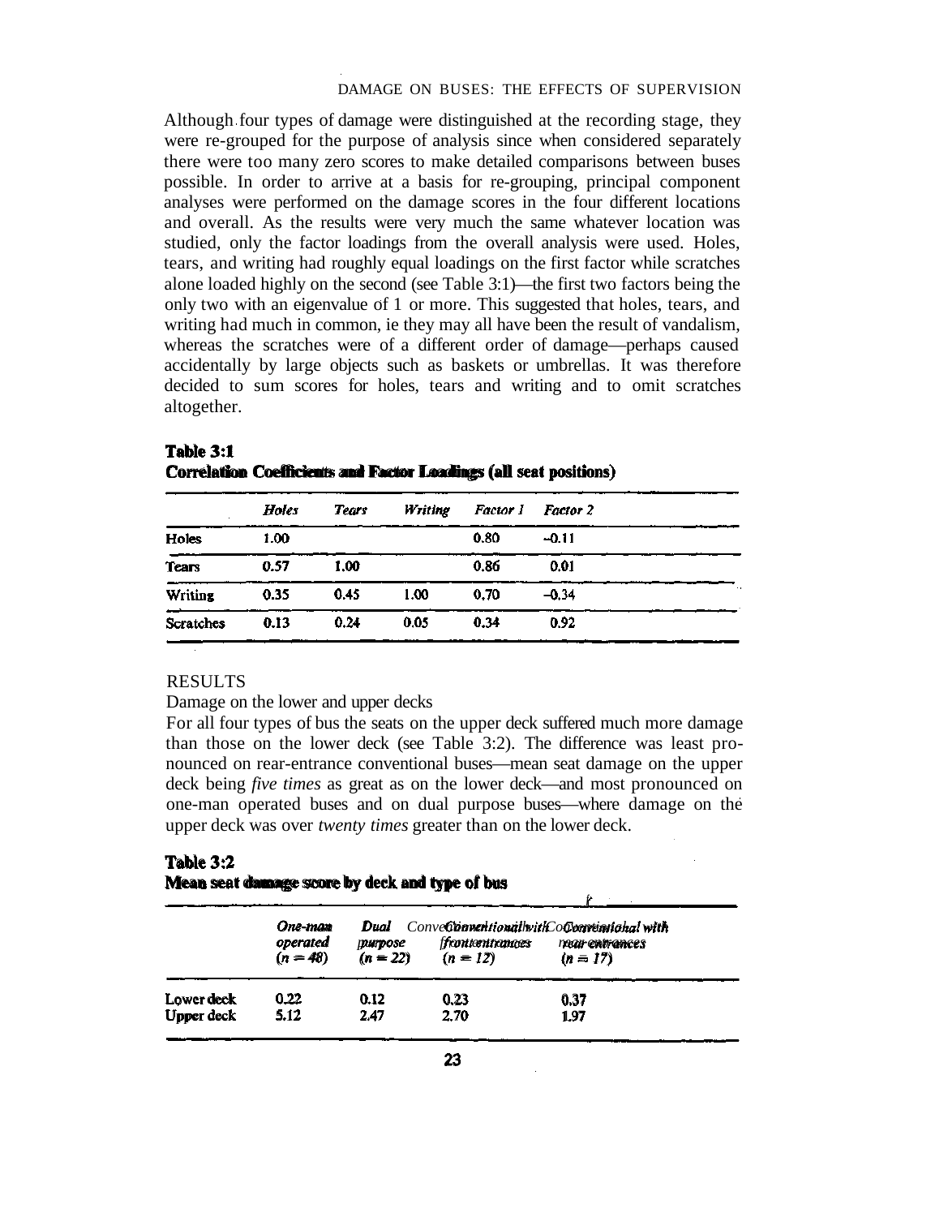Although four types of damage were distinguished at the recording stage, they were re-grouped for the purpose of analysis since when considered separately there were too many zero scores to make detailed comparisons between buses possible. In order to arrive at a basis for re-grouping, principal component analyses were performed on the damage scores in the four different locations and overall. As the results were very much the same whatever location was studied, only the factor loadings from the overall analysis were used. Holes, tears, and writing had roughly equal loadings on the first factor while scratches alone loaded highly on the second (see Table 3:1)—the first two factors being the only two with an eigenvalue of 1 or more. This suggested that holes, tears, and writing had much in common, ie they may all have been the result of vandalism, whereas the scratches were of a different order of damage—perhaps caused accidentally by large objects such as baskets or umbrellas. It was therefore decided to sum scores for holes, tears and writing and to omit scratches altogether.

**Table 3:1**
**Correlation Coefficients and Factor Loadings (all seat positions)**

| | *Holes* | *Tears* | *Writing* | *Factor 1* | *Factor 2* |
|---|---|---|---|---|---|
| Holes | 1.00 | | | 0.80 | –0.11 |
| Tears | 0.57 | 1.00 | | 0.86 | 0.01 |
| Writing | 0.35 | 0.45 | 1.00 | 0.70 | –0.34 |
| Scratches | 0.13 | 0.24 | 0.05 | 0.34 | 0.92 |

## RESULTS

### Damage on the lower and upper decks

For all four types of bus the seats on the upper deck suffered much more damage than those on the lower deck (see Table 3:2). The difference was least pronounced on rear-entrance conventional buses—mean seat damage on the upper deck being *five times* as great as on the lower deck—and most pronounced on one-man operated buses and on dual purpose buses—where damage on the upper deck was over *twenty times* greater than on the lower deck.

**Table 3:2**
**Mean seat damage score by deck and type of bus**

| | *One-man operated (n = 48)* | *Dual purpose (n = 22)* | *Conventional with front entrances (n = 12)* | *Conventional with rear entrances (n = 17)* |
|---|---|---|---|---|
| Lower deck | 0.22 | 0.12 | 0.23 | 0.37 |
| Upper deck | 5.12 | 2.47 | 2.70 | 1.97 |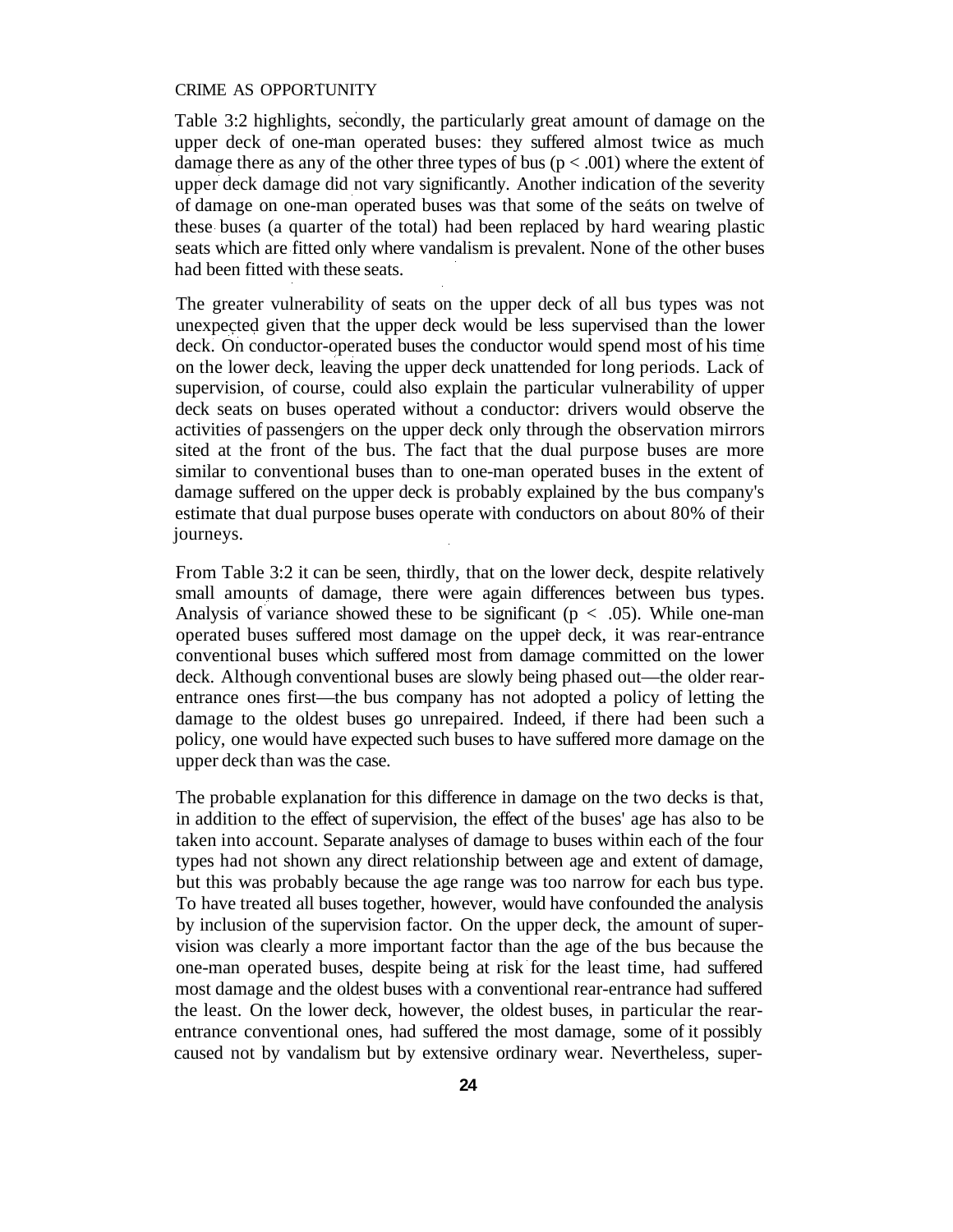Table 3:2 highlights, secondly, the particularly great amount of damage on the upper deck of one-man operated buses: they suffered almost twice as much damage there as any of the other three types of bus ($p < .001$) where the extent of upper deck damage did not vary significantly. Another indication of the severity of damage on one-man operated buses was that some of the seats on twelve of these buses (a quarter of the total) had been replaced by hard wearing plastic seats which are fitted only where vandalism is prevalent. None of the other buses had been fitted with these seats.

The greater vulnerability of seats on the upper deck of all bus types was not unexpected given that the upper deck would be less supervised than the lower deck. On conductor-operated buses the conductor would spend most of his time on the lower deck, leaving the upper deck unattended for long periods. Lack of supervision, of course, could also explain the particular vulnerability of upper deck seats on buses operated without a conductor: drivers would observe the activities of passengers on the upper deck only through the observation mirrors sited at the front of the bus. The fact that the dual purpose buses are more similar to conventional buses than to one-man operated buses in the extent of damage suffered on the upper deck is probably explained by the bus company's estimate that dual purpose buses operate with conductors on about 80% of their journeys.

From Table 3:2 it can be seen, thirdly, that on the lower deck, despite relatively small amounts of damage, there were again differences between bus types. Analysis of variance showed these to be significant ($p < .05$). While one-man operated buses suffered most damage on the upper deck, it was rear-entrance conventional buses which suffered most from damage committed on the lower deck. Although conventional buses are slowly being phased out—the older rear-entrance ones first—the bus company has not adopted a policy of letting the damage to the oldest buses go unrepaired. Indeed, if there had been such a policy, one would have expected such buses to have suffered more damage on the upper deck than was the case.

The probable explanation for this difference in damage on the two decks is that, in addition to the effect of supervision, the effect of the buses' age has also to be taken into account. Separate analyses of damage to buses within each of the four types had not shown any direct relationship between age and extent of damage, but this was probably because the age range was too narrow for each bus type. To have treated all buses together, however, would have confounded the analysis by inclusion of the supervision factor. On the upper deck, the amount of supervision was clearly a more important factor than the age of the bus because the one-man operated buses, despite being at risk for the least time, had suffered most damage and the oldest buses with a conventional rear-entrance had suffered the least. On the lower deck, however, the oldest buses, in particular the rear-entrance conventional ones, had suffered the most damage, some of it possibly caused not by vandalism but by extensive ordinary wear. Nevertheless, super-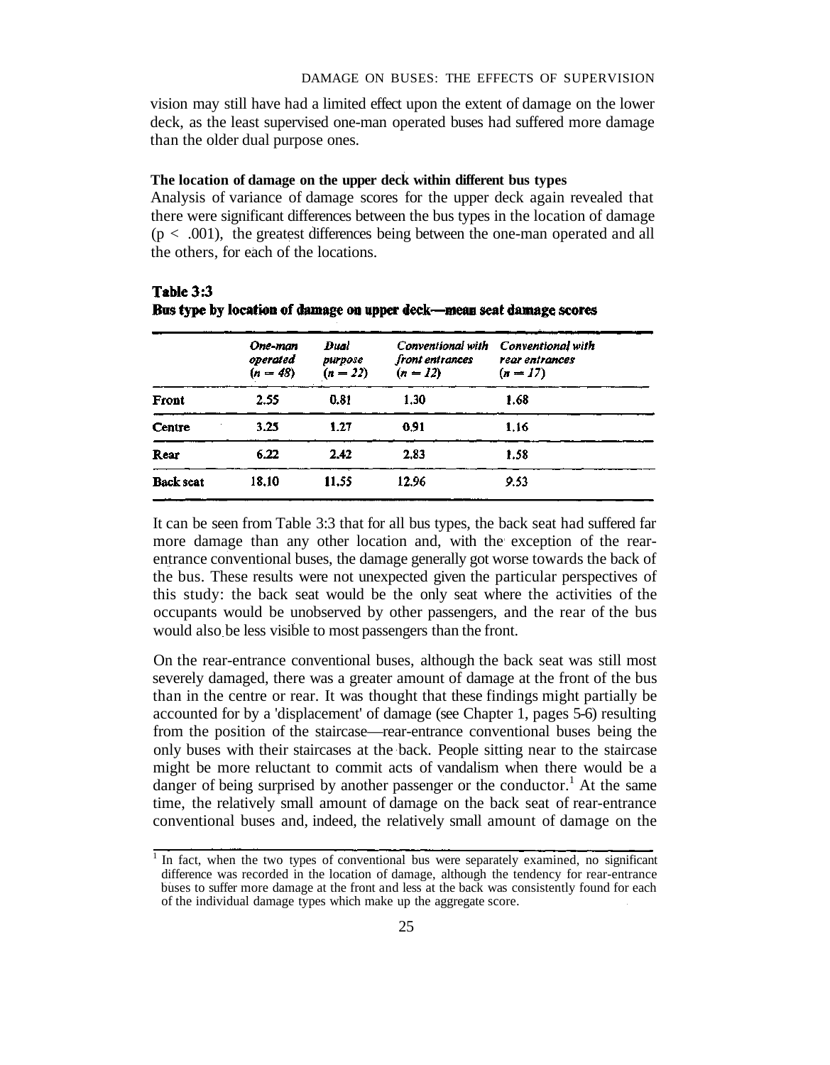vision may still have had a limited effect upon the extent of damage on the lower deck, as the least supervised one-man operated buses had suffered more damage than the older dual purpose ones.

**The location of damage on the upper deck within different bus types**

Analysis of variance of damage scores for the upper deck again revealed that there were significant differences between the bus types in the location of damage ($p < .001$), the greatest differences being between the one-man operated and all the others, for each of the locations.

**Table 3:3**
**Bus type by location of damage on upper deck—mean seat damage scores**

| | *One-man operated* ($n = 48$) | *Dual purpose* ($n = 22$) | *Conventional with front entrances* ($n = 12$) | *Conventional with rear entrances* ($n = 17$) |
|---|---|---|---|---|
| **Front** | 2.55 | 0.81 | 1.30 | 1.68 |
| **Centre** | 3.25 | 1.27 | 0.91 | 1.16 |
| **Rear** | 6.22 | 2.42 | 2.83 | 1.58 |
| **Back seat** | 18.10 | 11.55 | 12.96 | 9.53 |

It can be seen from Table 3:3 that for all bus types, the back seat had suffered far more damage than any other location and, with the exception of the rear-entrance conventional buses, the damage generally got worse towards the back of the bus. These results were not unexpected given the particular perspectives of this study: the back seat would be the only seat where the activities of the occupants would be unobserved by other passengers, and the rear of the bus would also be less visible to most passengers than the front.

On the rear-entrance conventional buses, although the back seat was still most severely damaged, there was a greater amount of damage at the front of the bus than in the centre or rear. It was thought that these findings might partially be accounted for by a 'displacement' of damage (see Chapter 1, pages 5-6) resulting from the position of the staircase—rear-entrance conventional buses being the only buses with their staircases at the back. People sitting near to the staircase might be more reluctant to commit acts of vandalism when there would be a danger of being surprised by another passenger or the conductor.[1] At the same time, the relatively small amount of damage on the back seat of rear-entrance conventional buses and, indeed, the relatively small amount of damage on the

[1] In fact, when the two types of conventional bus were separately examined, no significant difference was recorded in the location of damage, although the tendency for rear-entrance buses to suffer more damage at the front and less at the back was consistently found for each of the individual damage types which make up the aggregate score.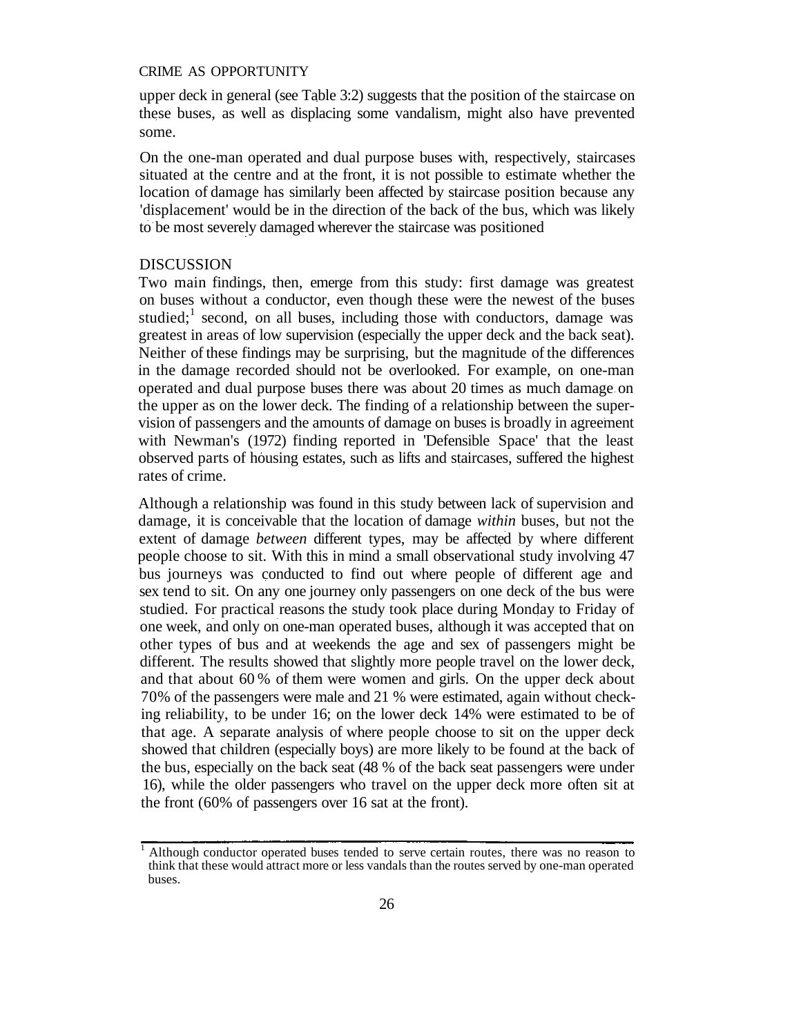upper deck in general (see Table 3:2) suggests that the position of the staircase on these buses, as well as displacing some vandalism, might also have prevented some.

On the one-man operated and dual purpose buses with, respectively, staircases situated at the centre and at the front, it is not possible to estimate whether the location of damage has similarly been affected by staircase position because any 'displacement' would be in the direction of the back of the bus, which was likely to be most severely damaged wherever the staircase was positioned

## DISCUSSION

Two main findings, then, emerge from this study: first damage was greatest on buses without a conductor, even though these were the newest of the buses studied;[1] second, on all buses, including those with conductors, damage was greatest in areas of low supervision (especially the upper deck and the back seat). Neither of these findings may be surprising, but the magnitude of the differences in the damage recorded should not be overlooked. For example, on one-man operated and dual purpose buses there was about 20 times as much damage on the upper as on the lower deck. The finding of a relationship between the supervision of passengers and the amounts of damage on buses is broadly in agreement with Newman's (1972) finding reported in 'Defensible Space' that the least observed parts of housing estates, such as lifts and staircases, suffered the highest rates of crime.

Although a relationship was found in this study between lack of supervision and damage, it is conceivable that the location of damage *within* buses, but not the extent of damage *between* different types, may be affected by where different people choose to sit. With this in mind a small observational study involving 47 bus journeys was conducted to find out where people of different age and sex tend to sit. On any one journey only passengers on one deck of the bus were studied. For practical reasons the study took place during Monday to Friday of one week, and only on one-man operated buses, although it was accepted that on other types of bus and at weekends the age and sex of passengers might be different. The results showed that slightly more people travel on the lower deck, and that about 60 % of them were women and girls. On the upper deck about 70% of the passengers were male and 21 % were estimated, again without checking reliability, to be under 16; on the lower deck 14% were estimated to be of that age. A separate analysis of where people choose to sit on the upper deck showed that children (especially boys) are more likely to be found at the back of the bus, especially on the back seat (48 % of the back seat passengers were under 16), while the older passengers who travel on the upper deck more often sit at the front (60% of passengers over 16 sat at the front).

---

[1] Although conductor operated buses tended to serve certain routes, there was no reason to think that these would attract more or less vandals than the routes served by one-man operated buses.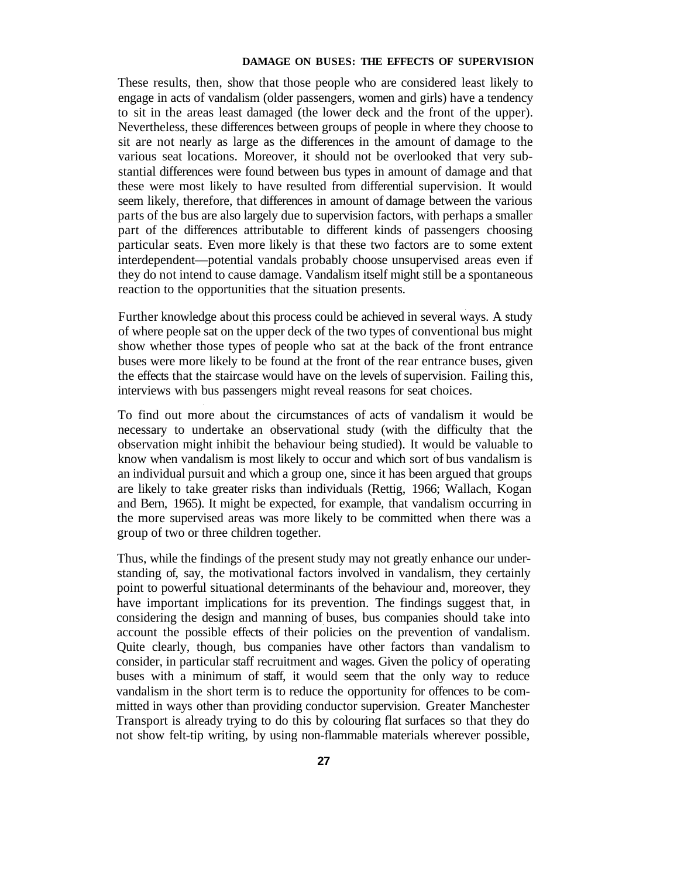These results, then, show that those people who are considered least likely to engage in acts of vandalism (older passengers, women and girls) have a tendency to sit in the areas least damaged (the lower deck and the front of the upper). Nevertheless, these differences between groups of people in where they choose to sit are not nearly as large as the differences in the amount of damage to the various seat locations. Moreover, it should not be overlooked that very substantial differences were found between bus types in amount of damage and that these were most likely to have resulted from differential supervision. It would seem likely, therefore, that differences in amount of damage between the various parts of the bus are also largely due to supervision factors, with perhaps a smaller part of the differences attributable to different kinds of passengers choosing particular seats. Even more likely is that these two factors are to some extent interdependent—potential vandals probably choose unsupervised areas even if they do not intend to cause damage. Vandalism itself might still be a spontaneous reaction to the opportunities that the situation presents.

Further knowledge about this process could be achieved in several ways. A study of where people sat on the upper deck of the two types of conventional bus might show whether those types of people who sat at the back of the front entrance buses were more likely to be found at the front of the rear entrance buses, given the effects that the staircase would have on the levels of supervision. Failing this, interviews with bus passengers might reveal reasons for seat choices.

To find out more about the circumstances of acts of vandalism it would be necessary to undertake an observational study (with the difficulty that the observation might inhibit the behaviour being studied). It would be valuable to know when vandalism is most likely to occur and which sort of bus vandalism is an individual pursuit and which a group one, since it has been argued that groups are likely to take greater risks than individuals (Rettig, 1966; Wallach, Kogan and Bern, 1965). It might be expected, for example, that vandalism occurring in the more supervised areas was more likely to be committed when there was a group of two or three children together.

Thus, while the findings of the present study may not greatly enhance our understanding of, say, the motivational factors involved in vandalism, they certainly point to powerful situational determinants of the behaviour and, moreover, they have important implications for its prevention. The findings suggest that, in considering the design and manning of buses, bus companies should take into account the possible effects of their policies on the prevention of vandalism. Quite clearly, though, bus companies have other factors than vandalism to consider, in particular staff recruitment and wages. Given the policy of operating buses with a minimum of staff, it would seem that the only way to reduce vandalism in the short term is to reduce the opportunity for offences to be committed in ways other than providing conductor supervision. Greater Manchester Transport is already trying to do this by colouring flat surfaces so that they do not show felt-tip writing, by using non-flammable materials wherever possible,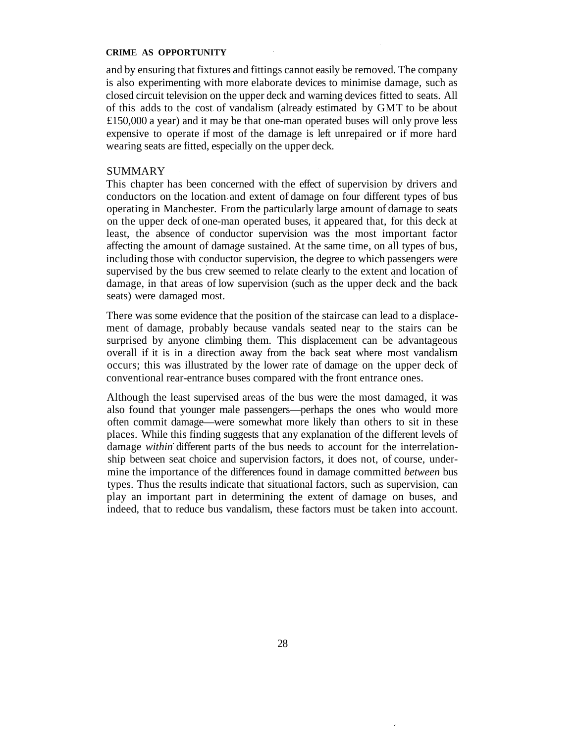and by ensuring that fixtures and fittings cannot easily be removed. The company is also experimenting with more elaborate devices to minimise damage, such as closed circuit television on the upper deck and warning devices fitted to seats. All of this adds to the cost of vandalism (already estimated by GMT to be about £150,000 a year) and it may be that one-man operated buses will only prove less expensive to operate if most of the damage is left unrepaired or if more hard wearing seats are fitted, especially on the upper deck.

## SUMMARY

This chapter has been concerned with the effect of supervision by drivers and conductors on the location and extent of damage on four different types of bus operating in Manchester. From the particularly large amount of damage to seats on the upper deck of one-man operated buses, it appeared that, for this deck at least, the absence of conductor supervision was the most important factor affecting the amount of damage sustained. At the same time, on all types of bus, including those with conductor supervision, the degree to which passengers were supervised by the bus crew seemed to relate clearly to the extent and location of damage, in that areas of low supervision (such as the upper deck and the back seats) were damaged most.

There was some evidence that the position of the staircase can lead to a displacement of damage, probably because vandals seated near to the stairs can be surprised by anyone climbing them. This displacement can be advantageous overall if it is in a direction away from the back seat where most vandalism occurs; this was illustrated by the lower rate of damage on the upper deck of conventional rear-entrance buses compared with the front entrance ones.

Although the least supervised areas of the bus were the most damaged, it was also found that younger male passengers—perhaps the ones who would more often commit damage—were somewhat more likely than others to sit in these places. While this finding suggests that any explanation of the different levels of damage *within* different parts of the bus needs to account for the interrelationship between seat choice and supervision factors, it does not, of course, undermine the importance of the differences found in damage committed *between* bus types. Thus the results indicate that situational factors, such as supervision, can play an important part in determining the extent of damage on buses, and indeed, that to reduce bus vandalism, these factors must be taken into account.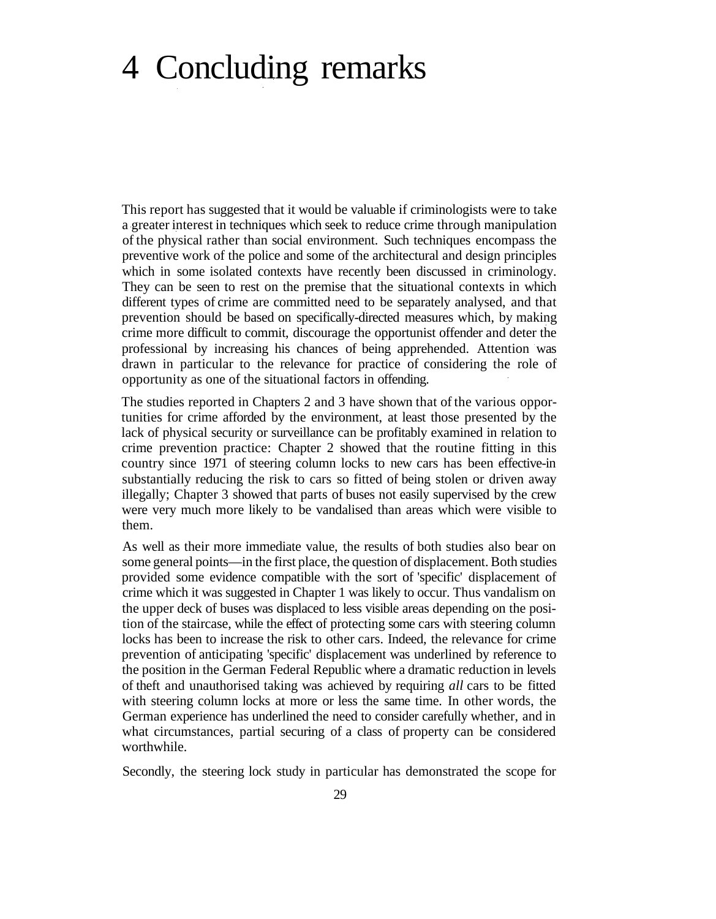# 4 Concluding remarks

This report has suggested that it would be valuable if criminologists were to take a greater interest in techniques which seek to reduce crime through manipulation of the physical rather than social environment. Such techniques encompass the preventive work of the police and some of the architectural and design principles which in some isolated contexts have recently been discussed in criminology. They can be seen to rest on the premise that the situational contexts in which different types of crime are committed need to be separately analysed, and that prevention should be based on specifically-directed measures which, by making crime more difficult to commit, discourage the opportunist offender and deter the professional by increasing his chances of being apprehended. Attention was drawn in particular to the relevance for practice of considering the role of opportunity as one of the situational factors in offending.

The studies reported in Chapters 2 and 3 have shown that of the various opportunities for crime afforded by the environment, at least those presented by the lack of physical security or surveillance can be profitably examined in relation to crime prevention practice: Chapter 2 showed that the routine fitting in this country since 1971 of steering column locks to new cars has been effective in substantially reducing the risk to cars so fitted of being stolen or driven away illegally; Chapter 3 showed that parts of buses not easily supervised by the crew were very much more likely to be vandalised than areas which were visible to them.

As well as their more immediate value, the results of both studies also bear on some general points—in the first place, the question of displacement. Both studies provided some evidence compatible with the sort of 'specific' displacement of crime which it was suggested in Chapter 1 was likely to occur. Thus vandalism on the upper deck of buses was displaced to less visible areas depending on the position of the staircase, while the effect of protecting some cars with steering column locks has been to increase the risk to other cars. Indeed, the relevance for crime prevention of anticipating 'specific' displacement was underlined by reference to the position in the German Federal Republic where a dramatic reduction in levels of theft and unauthorised taking was achieved by requiring *all* cars to be fitted with steering column locks at more or less the same time. In other words, the German experience has underlined the need to consider carefully whether, and in what circumstances, partial securing of a class of property can be considered worthwhile.

Secondly, the steering lock study in particular has demonstrated the scope for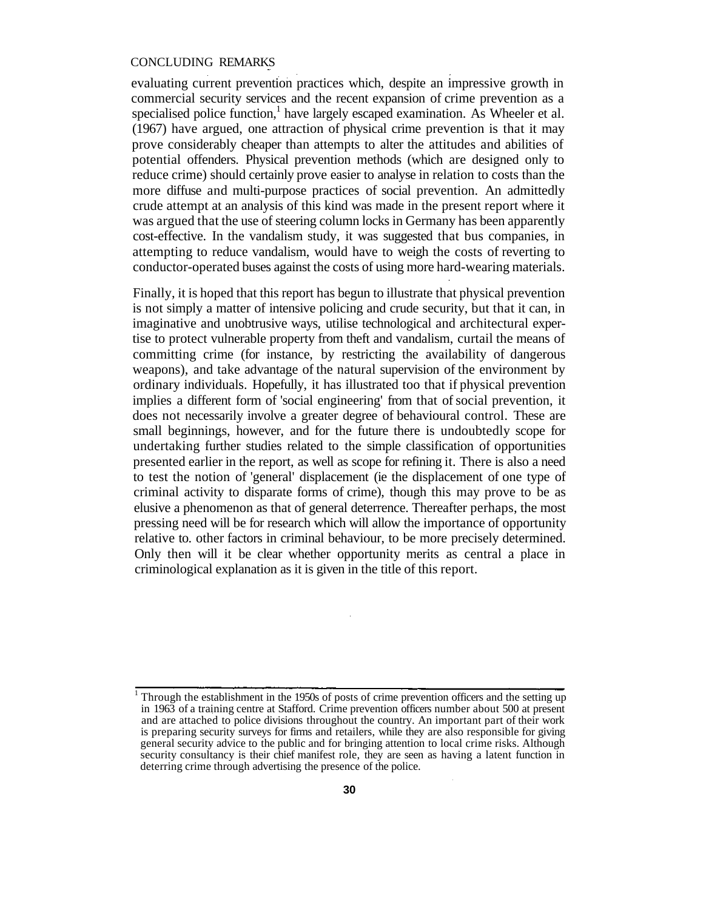evaluating current prevention practices which, despite an impressive growth in commercial security services and the recent expansion of crime prevention as a specialised police function,[1] have largely escaped examination. As Wheeler et al. (1967) have argued, one attraction of physical crime prevention is that it may prove considerably cheaper than attempts to alter the attitudes and abilities of potential offenders. Physical prevention methods (which are designed only to reduce crime) should certainly prove easier to analyse in relation to costs than the more diffuse and multi-purpose practices of social prevention. An admittedly crude attempt at an analysis of this kind was made in the present report where it was argued that the use of steering column locks in Germany has been apparently cost-effective. In the vandalism study, it was suggested that bus companies, in attempting to reduce vandalism, would have to weigh the costs of reverting to conductor-operated buses against the costs of using more hard-wearing materials.

Finally, it is hoped that this report has begun to illustrate that physical prevention is not simply a matter of intensive policing and crude security, but that it can, in imaginative and unobtrusive ways, utilise technological and architectural expertise to protect vulnerable property from theft and vandalism, curtail the means of committing crime (for instance, by restricting the availability of dangerous weapons), and take advantage of the natural supervision of the environment by ordinary individuals. Hopefully, it has illustrated too that if physical prevention implies a different form of 'social engineering' from that of social prevention, it does not necessarily involve a greater degree of behavioural control. These are small beginnings, however, and for the future there is undoubtedly scope for undertaking further studies related to the simple classification of opportunities presented earlier in the report, as well as scope for refining it. There is also a need to test the notion of 'general' displacement (ie the displacement of one type of criminal activity to disparate forms of crime), though this may prove to be as elusive a phenomenon as that of general deterrence. Thereafter perhaps, the most pressing need will be for research which will allow the importance of opportunity relative to. other factors in criminal behaviour, to be more precisely determined. Only then will it be clear whether opportunity merits as central a place in criminological explanation as it is given in the title of this report.

---

[1] Through the establishment in the 1950s of posts of crime prevention officers and the setting up in 1963 of a training centre at Stafford. Crime prevention officers number about 500 at present and are attached to police divisions throughout the country. An important part of their work is preparing security surveys for firms and retailers, while they are also responsible for giving general security advice to the public and for bringing attention to local crime risks. Although security consultancy is their chief manifest role, they are seen as having a latent function in deterring crime through advertising the presence of the police.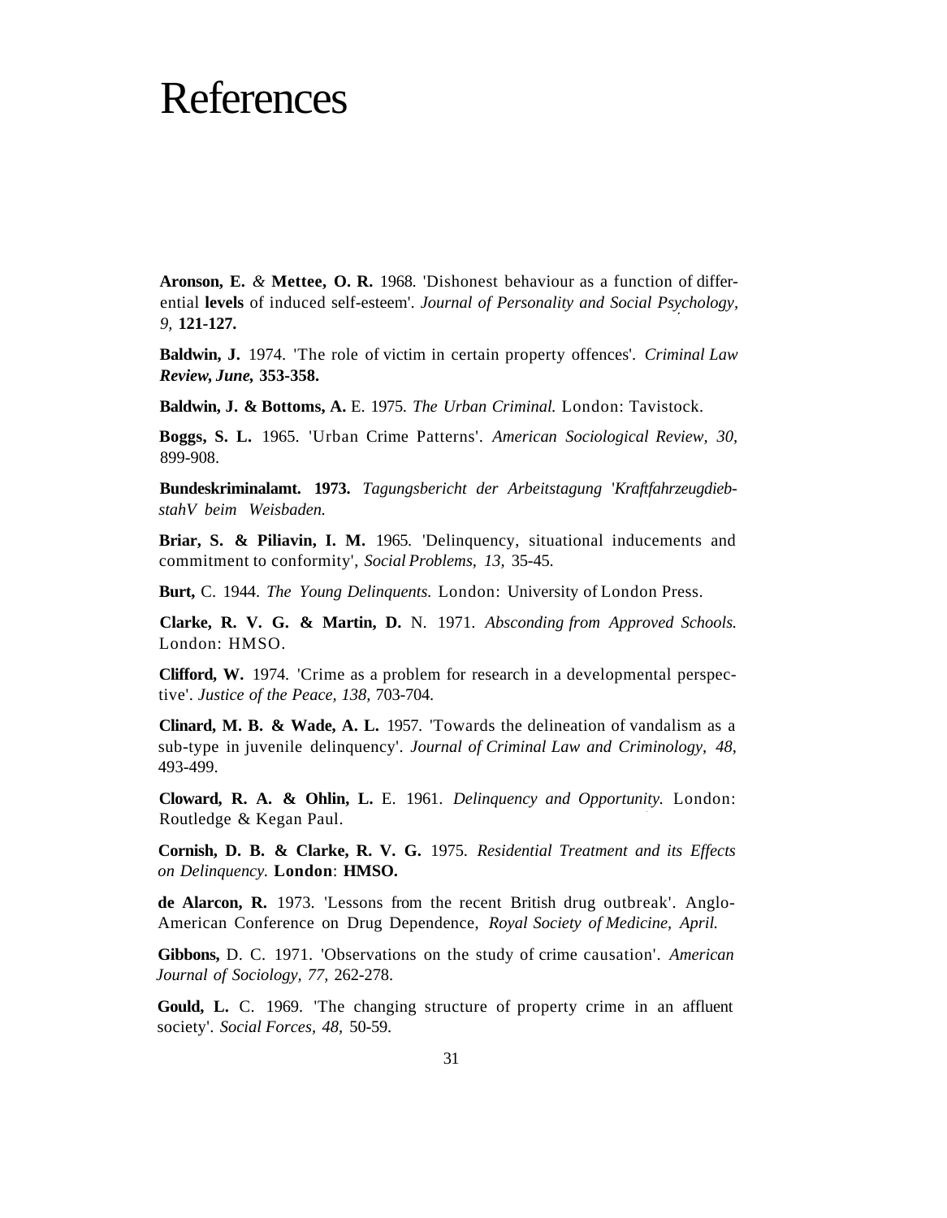# References

**Aronson, E.** *&* **Mettee, O. R.** 1968. 'Dishonest behaviour as a function of differential **levels** of induced self-esteem'. *Journal of Personality and Social Psychology, 9,* **121-127.**

**Baldwin, J.** 1974. 'The role of victim in certain property offences'. *Criminal Law* ***Review, June,*** **353-358.**

**Baldwin, J. & Bottoms, A.** E. 1975. *The Urban Criminal.* London: Tavistock.

**Boggs, S. L.** 1965. 'Urban Crime Patterns'. *American Sociological Review, 30,* 899-908.

**Bundeskriminalamt. 1973.** *Tagungsbericht der Arbeitstagung 'Kraftfahrzeugdiebstah V beim Weisbaden.*

**Briar, S. & Piliavin, I. M.** 1965. 'Delinquency, situational inducements and commitment to conformity', *Social Problems, 13,* 35-45.

**Burt,** C. 1944. *The Young Delinquents.* London: University of London Press.

**Clarke, R. V. G. & Martin, D.** N. 1971. *Absconding from Approved Schools.* London: HMSO.

**Clifford, W.** 1974. 'Crime as a problem for research in a developmental perspective'. *Justice of the Peace, 138,* 703-704.

**Clinard, M. B. & Wade, A. L.** 1957. 'Towards the delineation of vandalism as a sub-type in juvenile delinquency'. *Journal of Criminal Law and Criminology, 48,* 493-499.

**Cloward, R. A. & Ohlin, L.** E. 1961. *Delinquency and Opportunity.* London: Routledge & Kegan Paul.

**Cornish, D. B. & Clarke, R. V. G.** 1975. *Residential Treatment and its Effects on Delinquency.* **London**: **HMSO.**

**de Alarcon, R.** 1973. 'Lessons from the recent British drug outbreak'. Anglo-American Conference on Drug Dependence, *Royal Society of Medicine, April.*

**Gibbons,** D. C. 1971. 'Observations on the study of crime causation'. *American Journal of Sociology, 77,* 262-278.

**Gould, L.** C. 1969. 'The changing structure of property crime in an affluent society'. *Social Forces, 48,* 50-59.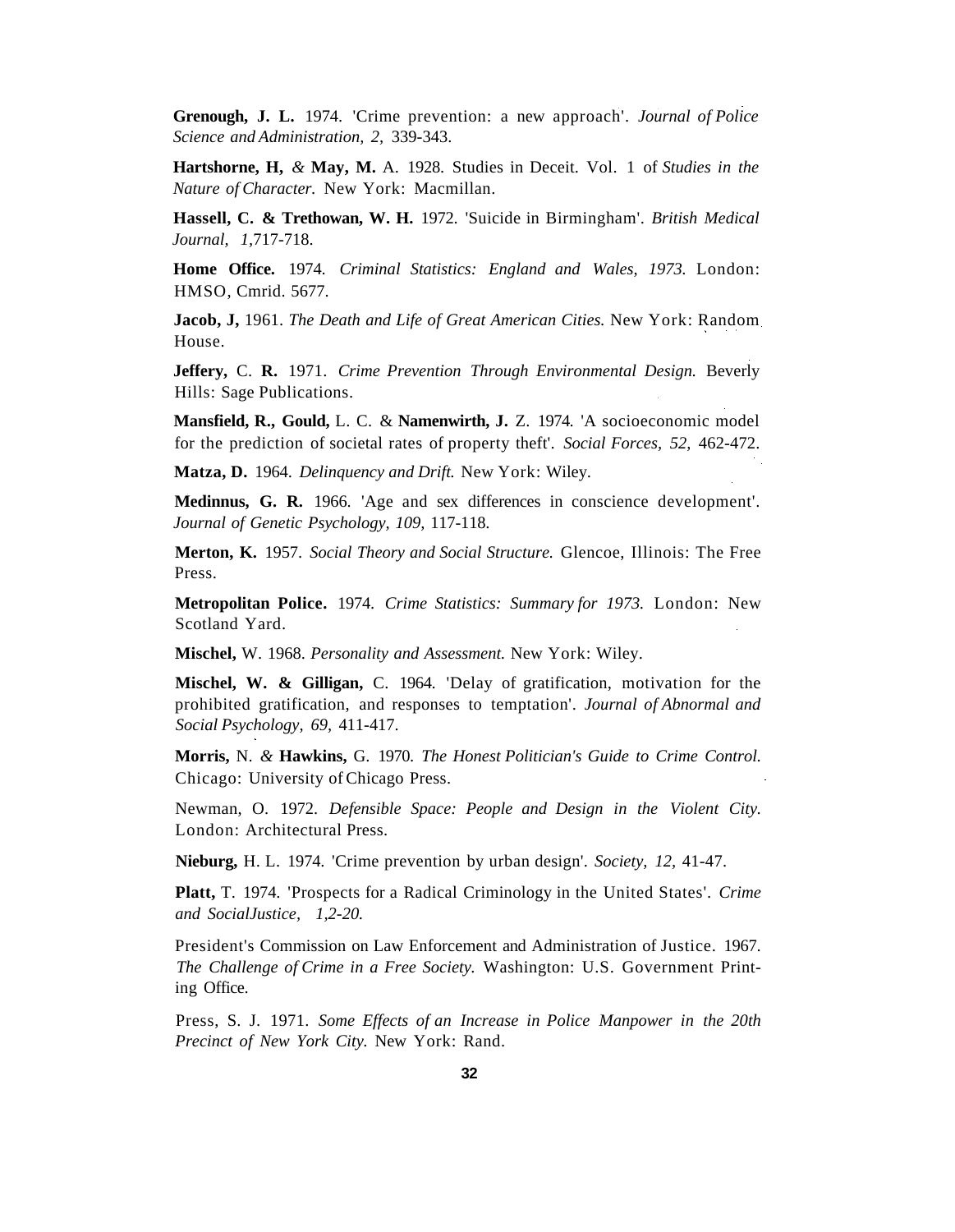**Grenough, J. L.** 1974. 'Crime prevention: a new approach'. *Journal of Police Science and Administration, 2,* 339-343.

**Hartshorne, H,** *&* **May, M.** A. 1928. Studies in Deceit. Vol. 1 of *Studies in the Nature of Character.* New York: Macmillan.

**Hassell, C. & Trethowan, W. H.** 1972. 'Suicide in Birmingham'. *British Medical Journal, 1,*717-718.

**Home Office.** 1974. *Criminal Statistics: England and Wales, 1973.* London: HMSO, Cmrid. 5677.

**Jacob, J,** 1961. *The Death and Life of Great American Cities.* New York: Random House.

**Jeffery,** C. **R.** 1971. *Crime Prevention Through Environmental Design.* Beverly Hills: Sage Publications.

**Mansfield, R., Gould,** L. C. & **Namenwirth, J.** Z. 1974. 'A socioeconomic model for the prediction of societal rates of property theft'. *Social Forces, 52,* 462-472.

**Matza, D.** 1964. *Delinquency and Drift.* New York: Wiley.

**Medinnus, G. R.** 1966. 'Age and sex differences in conscience development'. *Journal of Genetic Psychology, 109,* 117-118.

**Merton, K.** 1957. *Social Theory and Social Structure.* Glencoe, Illinois: The Free Press.

**Metropolitan Police.** 1974. *Crime Statistics: Summary for 1973.* London: New Scotland Yard.

**Mischel,** W. 1968. *Personality and Assessment.* New York: Wiley.

**Mischel, W. & Gilligan,** C. 1964. 'Delay of gratification, motivation for the prohibited gratification, and responses to temptation'. *Journal of Abnormal and Social Psychology, 69,* 411-417.

**Morris,** N. *&* **Hawkins,** G. 1970. *The Honest Politician's Guide to Crime Control.* Chicago: University of Chicago Press.

Newman, O. 1972. *Defensible Space: People and Design in the Violent City.* London: Architectural Press.

**Nieburg,** H. L. 1974. 'Crime prevention by urban design'. *Society, 12,* 41-47.

**Platt,** T. 1974. 'Prospects for a Radical Criminology in the United States'. *Crime and SocialJustice, 1,2-20.*

President's Commission on Law Enforcement and Administration of Justice. 1967. *The Challenge of Crime in a Free Society.* Washington: U.S. Government Printing Office.

Press, S. J. 1971. *Some Effects of an Increase in Police Manpower in the 20th Precinct of New York City.* New York: Rand.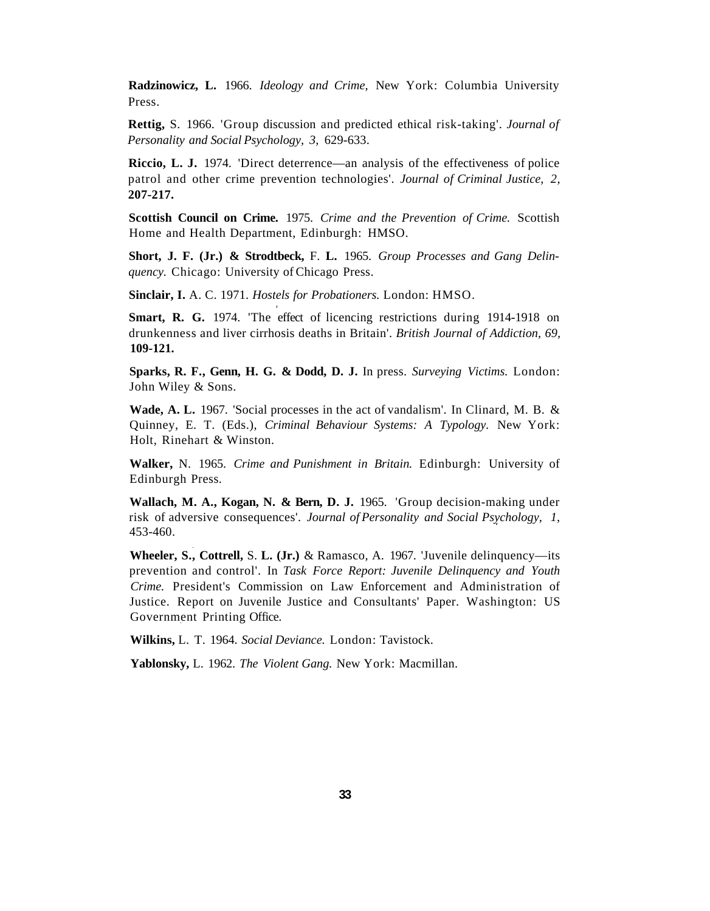**Radzinowicz, L.** 1966. *Ideology and Crime,* New York: Columbia University Press.

**Rettig,** S. 1966. 'Group discussion and predicted ethical risk-taking'. *Journal of Personality and Social Psychology, 3,* 629-633.

**Riccio, L. J.** 1974. 'Direct deterrence—an analysis of the effectiveness of police patrol and other crime prevention technologies'. *Journal of Criminal Justice, 2,* **207-217.**

**Scottish Council on Crime.** 1975. *Crime and the Prevention of Crime.* Scottish Home and Health Department, Edinburgh: HMSO.

**Short, J. F. (Jr.) & Strodtbeck,** F. **L.** 1965. *Group Processes and Gang Delinquency.* Chicago: University of Chicago Press.

**Sinclair, I.** A. C. 1971. *Hostels for Probationers.* London: HMSO.

**Smart, R. G.** 1974. 'The effect of licencing restrictions during 1914-1918 on drunkenness and liver cirrhosis deaths in Britain'. *British Journal of Addiction, 69,* **109-121.**

**Sparks, R. F., Genn, H. G. & Dodd, D. J.** In press. *Surveying Victims.* London: John Wiley & Sons.

**Wade, A. L.** 1967. 'Social processes in the act of vandalism'. In Clinard, M. B. & Quinney, E. T. (Eds.), *Criminal Behaviour Systems: A Typology.* New York: Holt, Rinehart & Winston.

**Walker,** N. 1965. *Crime and Punishment in Britain.* Edinburgh: University of Edinburgh Press.

**Wallach, M. A., Kogan, N. & Bern, D. J.** 1965. 'Group decision-making under risk of adversive consequences'. *Journal of Personality and Social Psychology, 1,* 453-460.

**Wheeler, S., Cottrell,** S. **L. (Jr.)** & Ramasco, A. 1967. 'Juvenile delinquency—its prevention and control'. In *Task Force Report: Juvenile Delinquency and Youth Crime.* President's Commission on Law Enforcement and Administration of Justice. Report on Juvenile Justice and Consultants' Paper. Washington: US Government Printing Office.

**Wilkins,** L. T. 1964. *Social Deviance.* London: Tavistock.

**Yablonsky,** L. 1962. *The Violent Gang.* New York: Macmillan.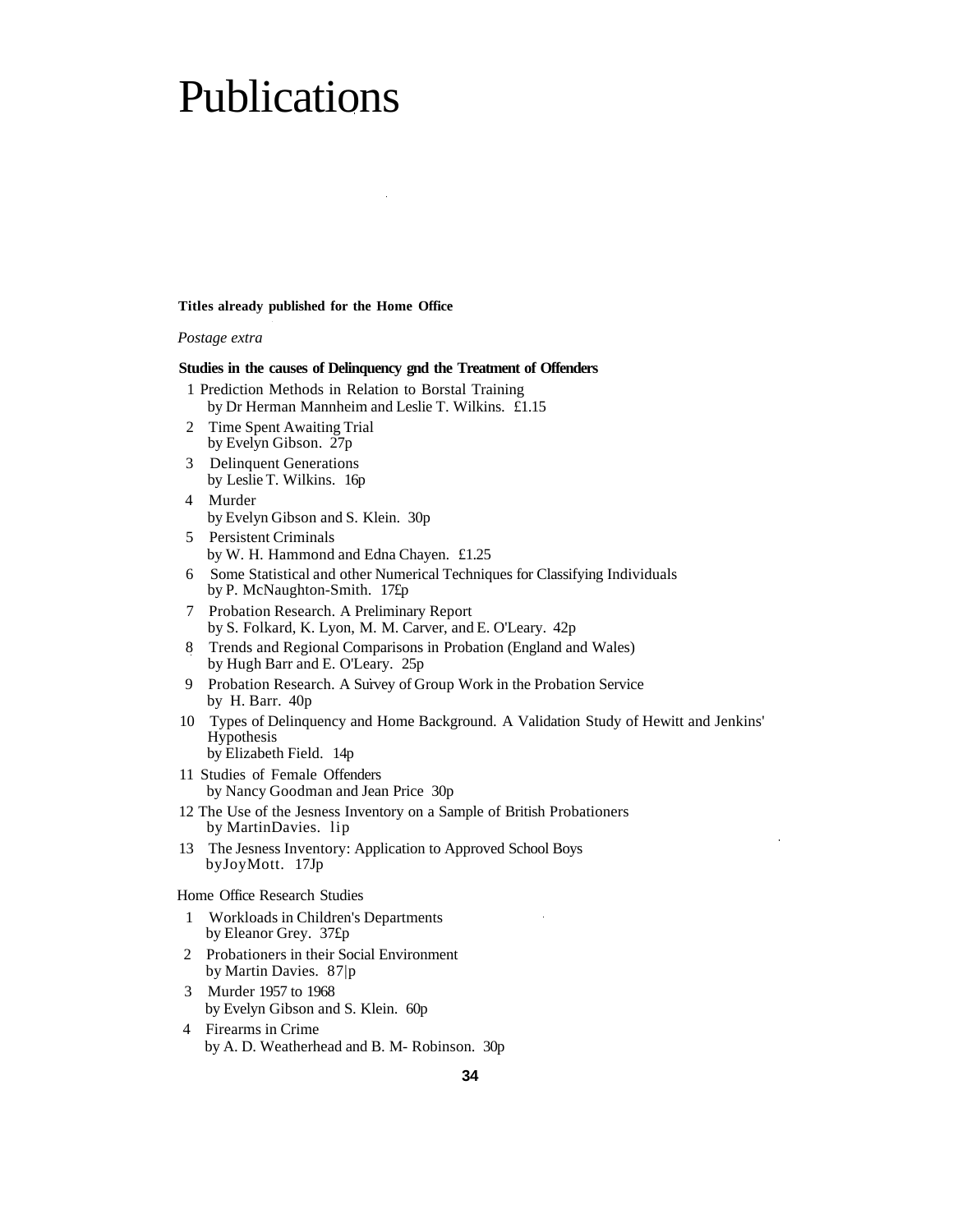# Publications

**Titles already published for the Home Office**

*Postage extra*

**Studies in the causes of Delinquency gnd the Treatment of Offenders**

1 Prediction Methods in Relation to Borstal Training
by Dr Herman Mannheim and Leslie T. Wilkins. £1.15

2 Time Spent Awaiting Trial
by Evelyn Gibson. 27p

3 Delinquent Generations
by Leslie T. Wilkins. 16p

4 Murder
by Evelyn Gibson and S. Klein. 30p

5 Persistent Criminals
by W. H. Hammond and Edna Chayen. £1.25

6 Some Statistical and other Numerical Techniques for Classifying Individuals
by P. McNaughton-Smith. 17£p

7 Probation Research. A Preliminary Report
by S. Folkard, K. Lyon, M. M. Carver, and E. O'Leary. 42p

8 Trends and Regional Comparisons in Probation (England and Wales)
by Hugh Barr and E. O'Leary. 25p

9 Probation Research. A Suivey of Group Work in the Probation Service
by H. Barr. 40p

10 Types of Delinquency and Home Background. A Validation Study of Hewitt and Jenkins' Hypothesis
by Elizabeth Field. 14p

11 Studies of Female Offenders
by Nancy Goodman and Jean Price 30p

12 The Use of the Jesness Inventory on a Sample of British Probationers
by MartinDavies. lip

13 The Jesness Inventory: Application to Approved School Boys
byJoyMott. 17Jp

Home Office Research Studies

1 Workloads in Children's Departments
by Eleanor Grey. 37£p

2 Probationers in their Social Environment
by Martin Davies. 87|p

3 Murder 1957 to 1968
by Evelyn Gibson and S. Klein. 60p

4 Firearms in Crime
by A. D. Weatherhead and B. M- Robinson. 30p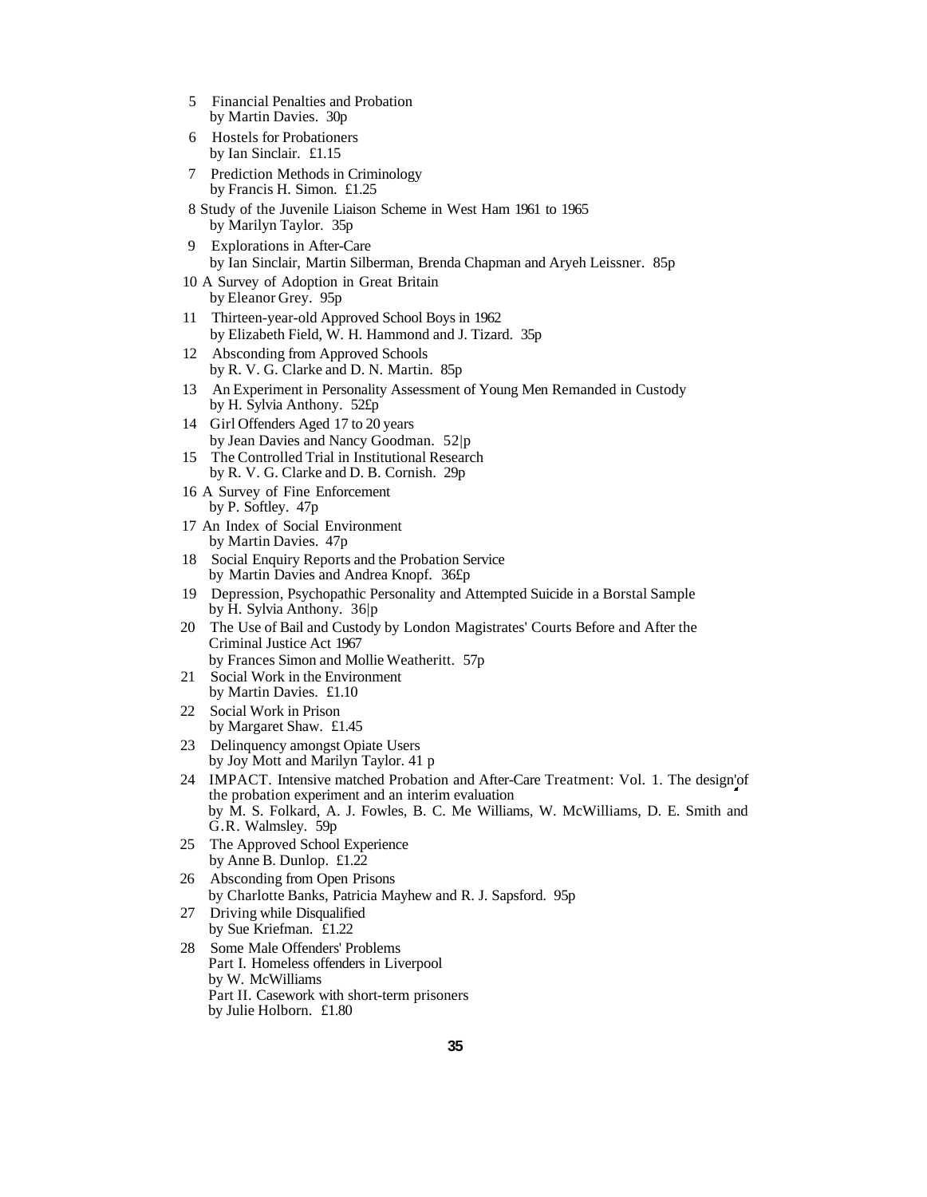5 Financial Penalties and Probation
by Martin Davies. 30p

6 Hostels for Probationers
by Ian Sinclair. £1.15

7 Prediction Methods in Criminology
by Francis H. Simon. £1.25

8 Study of the Juvenile Liaison Scheme in West Ham 1961 to 1965
by Marilyn Taylor. 35p

9 Explorations in After-Care
by Ian Sinclair, Martin Silberman, Brenda Chapman and Aryeh Leissner. 85p

10 A Survey of Adoption in Great Britain
by Eleanor Grey. 95p

11 Thirteen-year-old Approved School Boys in 1962
by Elizabeth Field, W. H. Hammond and J. Tizard. 35p

12 Absconding from Approved Schools
by R. V. G. Clarke and D. N. Martin. 85p

13 An Experiment in Personality Assessment of Young Men Remanded in Custody
by H. Sylvia Anthony. 52£p

14 Girl Offenders Aged 17 to 20 years
by Jean Davies and Nancy Goodman. 52|p

15 The Controlled Trial in Institutional Research
by R. V. G. Clarke and D. B. Cornish. 29p

16 A Survey of Fine Enforcement
by P. Softley. 47p

17 An Index of Social Environment
by Martin Davies. 47p

18 Social Enquiry Reports and the Probation Service
by Martin Davies and Andrea Knopf. 36£p

19 Depression, Psychopathic Personality and Attempted Suicide in a Borstal Sample
by H. Sylvia Anthony. 36|p

20 The Use of Bail and Custody by London Magistrates' Courts Before and After the Criminal Justice Act 1967
by Frances Simon and Mollie Weatheritt. 57p

21 Social Work in the Environment
by Martin Davies. £1.10

22 Social Work in Prison
by Margaret Shaw. £1.45

23 Delinquency amongst Opiate Users
by Joy Mott and Marilyn Taylor. 41 p

24 IMPACT. Intensive matched Probation and After-Care Treatment: Vol. 1. The design of the probation experiment and an interim evaluation
by M. S. Folkard, A. J. Fowles, B. C. Me Williams, W. McWilliams, D. E. Smith and G.R. Walmsley. 59p

25 The Approved School Experience
by Anne B. Dunlop. £1.22

26 Absconding from Open Prisons
by Charlotte Banks, Patricia Mayhew and R. J. Sapsford. 95p

27 Driving while Disqualified
by Sue Kriefman. £1.22

28 Some Male Offenders' Problems
Part I. Homeless offenders in Liverpool
by W. McWilliams
Part II. Casework with short-term prisoners
by Julie Holborn. £1.80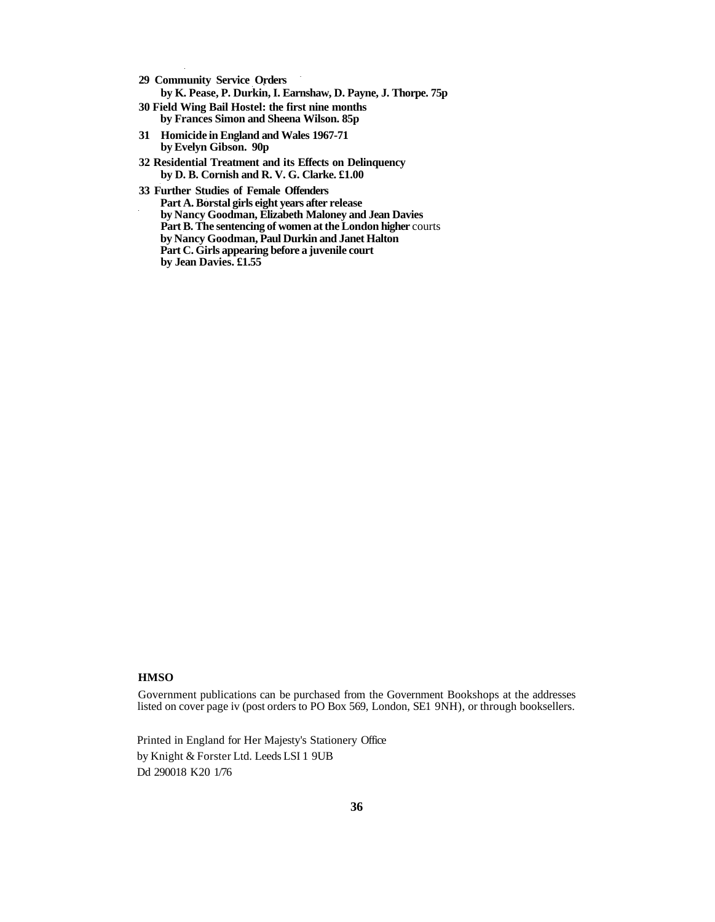**29 Community Service Orders**
**by K. Pease, P. Durkin, I. Earnshaw, D. Payne, J. Thorpe. 75p**

**30 Field Wing Bail Hostel: the first nine months**
**by Frances Simon and Sheena Wilson. 85p**

**31 Homicide in England and Wales 1967-71**
**by Evelyn Gibson. 90p**

**32 Residential Treatment and its Effects on Delinquency**
**by D. B. Cornish and R. V. G. Clarke. £1.00**

**33 Further Studies of Female Offenders**
**Part A. Borstal girls eight years after release**
**by Nancy Goodman, Elizabeth Maloney and Jean Davies**
**Part B. The sentencing of women at the London higher** courts
**by Nancy Goodman, Paul Durkin and Janet Halton**
**Part C. Girls appearing before a juvenile court**
**by Jean Davies. £1.55**

**HMSO**

Government publications can be purchased from the Government Bookshops at the addresses listed on cover page iv (post orders to PO Box 569, London, SE1 9NH), or through booksellers.

Printed in England for Her Majesty's Stationery Office
by Knight & Forster Ltd. Leeds LSI 1 9UB
Dd 290018 K20 1/76